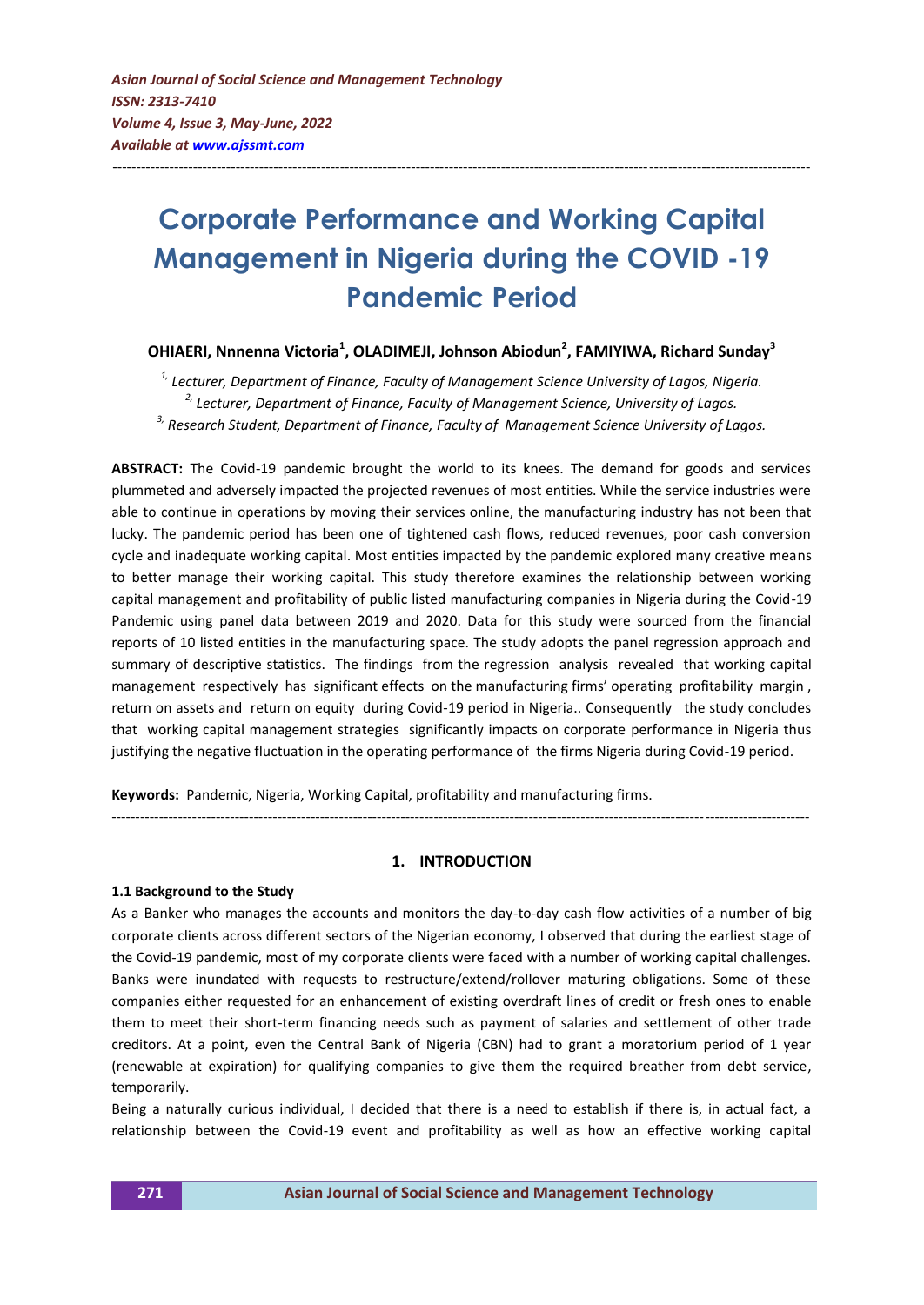*Asian Journal of Social Science and Management Technology*
*ISSN: 2313-7410*
*Volume 4, Issue 3, May-June, 2022*
*Available at www.ajssmt.com*

---

# Corporate Performance and Working Capital Management in Nigeria during the COVID -19 Pandemic Period

**OHIAERI, Nnnenna Victoria[1], OLADIMEJI, Johnson Abiodun[2], FAMIYIWA, Richard Sunday[3]**

*[1,] Lecturer, Department of Finance, Faculty of Management Science University of Lagos, Nigeria.*
*[2,] Lecturer, Department of Finance, Faculty of Management Science, University of Lagos.*
*[3,] Research Student, Department of Finance, Faculty of Management Science University of Lagos.*

**ABSTRACT:** The Covid-19 pandemic brought the world to its knees. The demand for goods and services plummeted and adversely impacted the projected revenues of most entities. While the service industries were able to continue in operations by moving their services online, the manufacturing industry has not been that lucky. The pandemic period has been one of tightened cash flows, reduced revenues, poor cash conversion cycle and inadequate working capital. Most entities impacted by the pandemic explored many creative means to better manage their working capital. This study therefore examines the relationship between working capital management and profitability of public listed manufacturing companies in Nigeria during the Covid-19 Pandemic using panel data between 2019 and 2020. Data for this study were sourced from the financial reports of 10 listed entities in the manufacturing space. The study adopts the panel regression approach and summary of descriptive statistics. The findings from the regression analysis revealed that working capital management respectively has significant effects on the manufacturing firms' operating profitability margin , return on assets and return on equity during Covid-19 period in Nigeria.. Consequently the study concludes that working capital management strategies significantly impacts on corporate performance in Nigeria thus justifying the negative fluctuation in the operating performance of the firms Nigeria during Covid-19 period.

**Keywords:** Pandemic, Nigeria, Working Capital, profitability and manufacturing firms.

---

## 1. INTRODUCTION

### 1.1 Background to the Study

As a Banker who manages the accounts and monitors the day-to-day cash flow activities of a number of big corporate clients across different sectors of the Nigerian economy, I observed that during the earliest stage of the Covid-19 pandemic, most of my corporate clients were faced with a number of working capital challenges. Banks were inundated with requests to restructure/extend/rollover maturing obligations. Some of these companies either requested for an enhancement of existing overdraft lines of credit or fresh ones to enable them to meet their short-term financing needs such as payment of salaries and settlement of other trade creditors. At a point, even the Central Bank of Nigeria (CBN) had to grant a moratorium period of 1 year (renewable at expiration) for qualifying companies to give them the required breather from debt service, temporarily.

Being a naturally curious individual, I decided that there is a need to establish if there is, in actual fact, a relationship between the Covid-19 event and profitability as well as how an effective working capital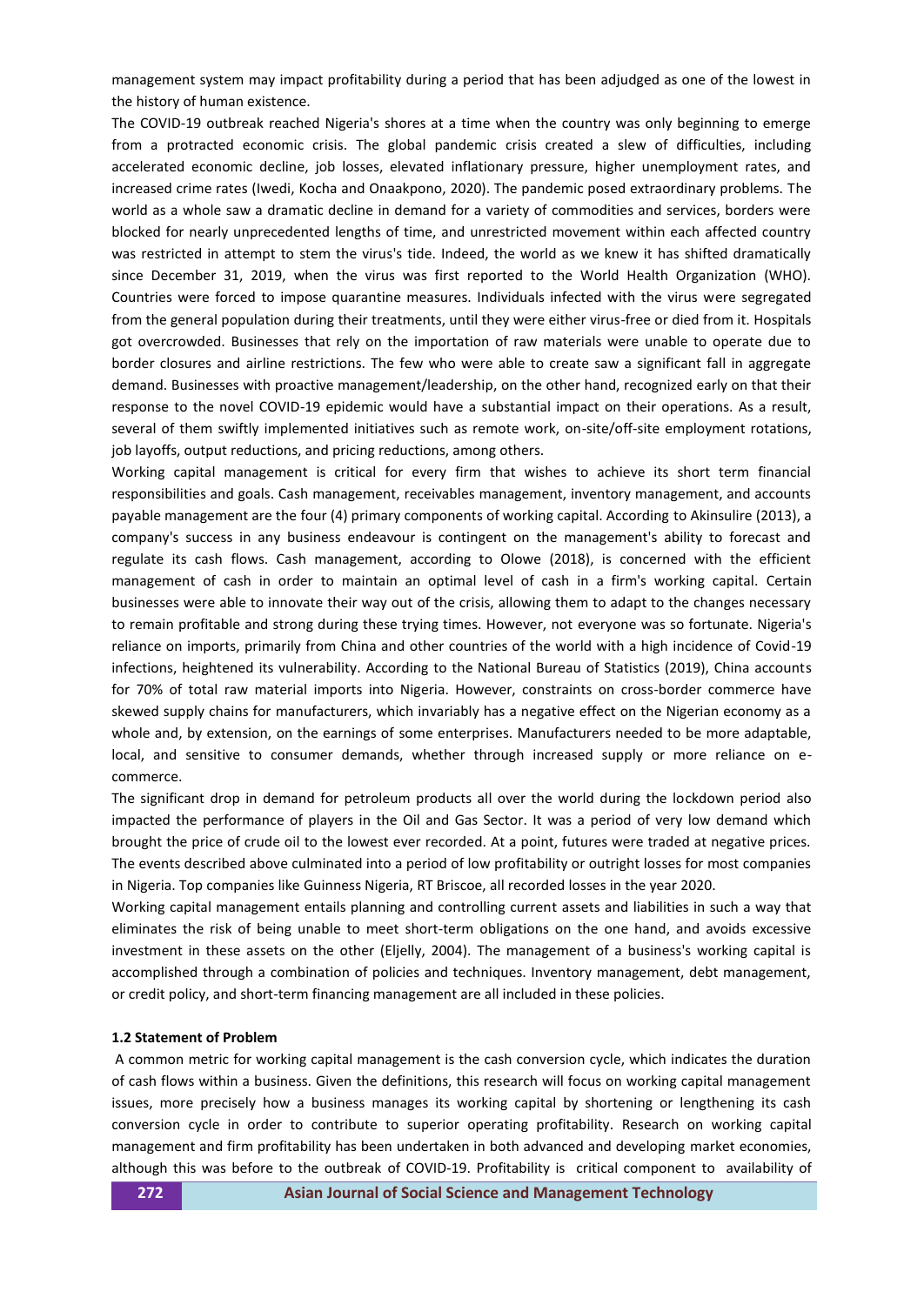management system may impact profitability during a period that has been adjudged as one of the lowest in the history of human existence.

The COVID-19 outbreak reached Nigeria's shores at a time when the country was only beginning to emerge from a protracted economic crisis. The global pandemic crisis created a slew of difficulties, including accelerated economic decline, job losses, elevated inflationary pressure, higher unemployment rates, and increased crime rates (Iwedi, Kocha and Onaakpono, 2020). The pandemic posed extraordinary problems. The world as a whole saw a dramatic decline in demand for a variety of commodities and services, borders were blocked for nearly unprecedented lengths of time, and unrestricted movement within each affected country was restricted in attempt to stem the virus's tide. Indeed, the world as we knew it has shifted dramatically since December 31, 2019, when the virus was first reported to the World Health Organization (WHO). Countries were forced to impose quarantine measures. Individuals infected with the virus were segregated from the general population during their treatments, until they were either virus-free or died from it. Hospitals got overcrowded. Businesses that rely on the importation of raw materials were unable to operate due to border closures and airline restrictions. The few who were able to create saw a significant fall in aggregate demand. Businesses with proactive management/leadership, on the other hand, recognized early on that their response to the novel COVID-19 epidemic would have a substantial impact on their operations. As a result, several of them swiftly implemented initiatives such as remote work, on-site/off-site employment rotations, job layoffs, output reductions, and pricing reductions, among others.

Working capital management is critical for every firm that wishes to achieve its short term financial responsibilities and goals. Cash management, receivables management, inventory management, and accounts payable management are the four (4) primary components of working capital. According to Akinsulire (2013), a company's success in any business endeavour is contingent on the management's ability to forecast and regulate its cash flows. Cash management, according to Olowe (2018), is concerned with the efficient management of cash in order to maintain an optimal level of cash in a firm's working capital. Certain businesses were able to innovate their way out of the crisis, allowing them to adapt to the changes necessary to remain profitable and strong during these trying times. However, not everyone was so fortunate. Nigeria's reliance on imports, primarily from China and other countries of the world with a high incidence of Covid-19 infections, heightened its vulnerability. According to the National Bureau of Statistics (2019), China accounts for 70% of total raw material imports into Nigeria. However, constraints on cross-border commerce have skewed supply chains for manufacturers, which invariably has a negative effect on the Nigerian economy as a whole and, by extension, on the earnings of some enterprises. Manufacturers needed to be more adaptable, local, and sensitive to consumer demands, whether through increased supply or more reliance on e-commerce.

The significant drop in demand for petroleum products all over the world during the lockdown period also impacted the performance of players in the Oil and Gas Sector. It was a period of very low demand which brought the price of crude oil to the lowest ever recorded. At a point, futures were traded at negative prices. The events described above culminated into a period of low profitability or outright losses for most companies in Nigeria. Top companies like Guinness Nigeria, RT Briscoe, all recorded losses in the year 2020.

Working capital management entails planning and controlling current assets and liabilities in such a way that eliminates the risk of being unable to meet short-term obligations on the one hand, and avoids excessive investment in these assets on the other (Eljelly, 2004). The management of a business's working capital is accomplished through a combination of policies and techniques. Inventory management, debt management, or credit policy, and short-term financing management are all included in these policies.

**1.2 Statement of Problem**

A common metric for working capital management is the cash conversion cycle, which indicates the duration of cash flows within a business. Given the definitions, this research will focus on working capital management issues, more precisely how a business manages its working capital by shortening or lengthening its cash conversion cycle in order to contribute to superior operating profitability. Research on working capital management and firm profitability has been undertaken in both advanced and developing market economies, although this was before to the outbreak of COVID-19. Profitability is critical component to availability of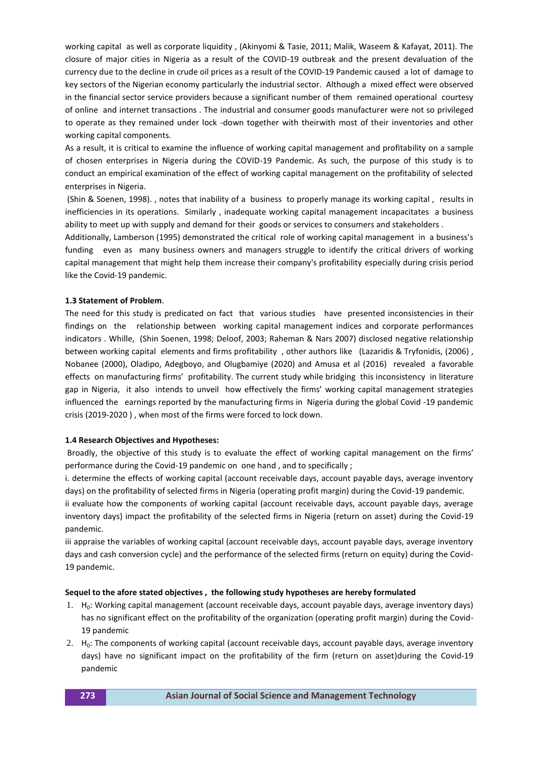working capital as well as corporate liquidity , (Akinyomi & Tasie, 2011; Malik, Waseem & Kafayat, 2011). The closure of major cities in Nigeria as a result of the COVID-19 outbreak and the present devaluation of the currency due to the decline in crude oil prices as a result of the COVID-19 Pandemic caused a lot of damage to key sectors of the Nigerian economy particularly the industrial sector. Although a mixed effect were observed in the financial sector service providers because a significant number of them remained operational courtesy of online and internet transactions . The industrial and consumer goods manufacturer were not so privileged to operate as they remained under lock -down together with theirwith most of their inventories and other working capital components.

As a result, it is critical to examine the influence of working capital management and profitability on a sample of chosen enterprises in Nigeria during the COVID-19 Pandemic. As such, the purpose of this study is to conduct an empirical examination of the effect of working capital management on the profitability of selected enterprises in Nigeria.

(Shin & Soenen, 1998). , notes that inability of a business to properly manage its working capital , results in inefficiencies in its operations. Similarly , inadequate working capital management incapacitates a business ability to meet up with supply and demand for their goods or services to consumers and stakeholders .

Additionally, Lamberson (1995) demonstrated the critical role of working capital management in a business's funding even as many business owners and managers struggle to identify the critical drivers of working capital management that might help them increase their company's profitability especially during crisis period like the Covid-19 pandemic.

### 1.3 Statement of Problem.

The need for this study is predicated on fact that various studies have presented inconsistencies in their findings on the relationship between working capital management indices and corporate performances indicators . Whille, (Shin Soenen, 1998; Deloof, 2003; Raheman & Nars 2007) disclosed negative relationship between working capital elements and firms profitability , other authors like (Lazaridis & Tryfonidis, (2006) , Nobanee (2000), Oladipo, Adegboyo, and Olugbamiye (2020) and Amusa et al (2016) revealed a favorable effects on manufacturing firms' profitability. The current study while bridging this inconsistency in literature gap in Nigeria, it also intends to unveil how effectively the firms' working capital management strategies influenced the earnings reported by the manufacturing firms in Nigeria during the global Covid -19 pandemic crisis (2019-2020 ) , when most of the firms were forced to lock down.

### 1.4 Research Objectives and Hypotheses:

Broadly, the objective of this study is to evaluate the effect of working capital management on the firms' performance during the Covid-19 pandemic on one hand , and to specifically ;

i. determine the effects of working capital (account receivable days, account payable days, average inventory days) on the profitability of selected firms in Nigeria (operating profit margin) during the Covid-19 pandemic.

ii evaluate how the components of working capital (account receivable days, account payable days, average inventory days) impact the profitability of the selected firms in Nigeria (return on asset) during the Covid-19 pandemic.

iii appraise the variables of working capital (account receivable days, account payable days, average inventory days and cash conversion cycle) and the performance of the selected firms (return on equity) during the Covid-19 pandemic.

**Sequel to the afore stated objectives , the following study hypotheses are hereby formulated**

1. $H_0$: Working capital management (account receivable days, account payable days, average inventory days) has no significant effect on the profitability of the organization (operating profit margin) during the Covid-19 pandemic
2. $H_0$: The components of working capital (account receivable days, account payable days, average inventory days) have no significant impact on the profitability of the firm (return on asset)during the Covid-19 pandemic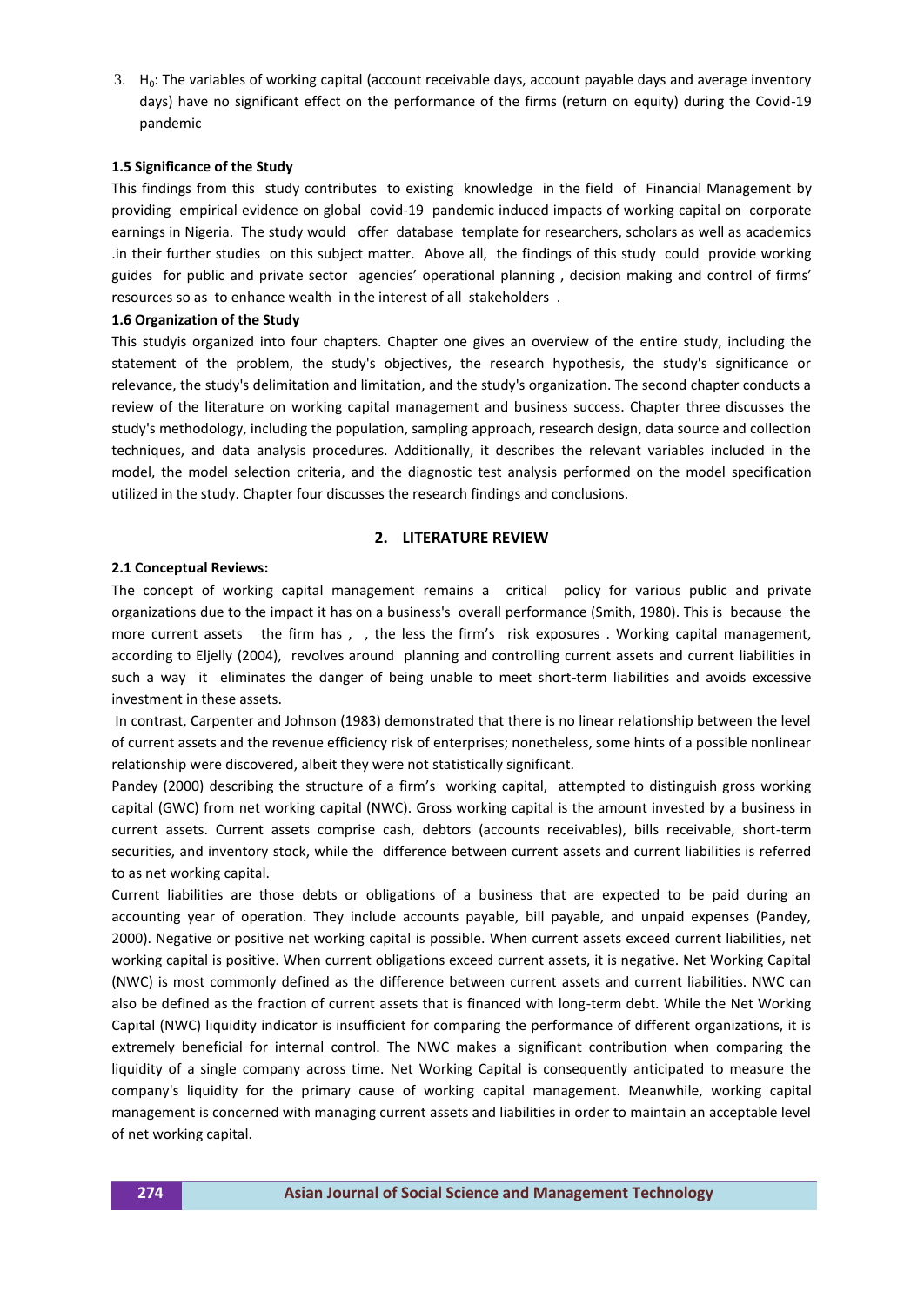3. $H_0$: The variables of working capital (account receivable days, account payable days and average inventory days) have no significant effect on the performance of the firms (return on equity) during the Covid-19 pandemic

### 1.5 Significance of the Study

This findings from this study contributes to existing knowledge in the field of Financial Management by providing empirical evidence on global covid-19 pandemic induced impacts of working capital on corporate earnings in Nigeria. The study would offer database template for researchers, scholars as well as academics .in their further studies on this subject matter. Above all, the findings of this study could provide working guides for public and private sector agencies' operational planning , decision making and control of firms' resources so as to enhance wealth in the interest of all stakeholders .

### 1.6 Organization of the Study

This studyis organized into four chapters. Chapter one gives an overview of the entire study, including the statement of the problem, the study's objectives, the research hypothesis, the study's significance or relevance, the study's delimitation and limitation, and the study's organization. The second chapter conducts a review of the literature on working capital management and business success. Chapter three discusses the study's methodology, including the population, sampling approach, research design, data source and collection techniques, and data analysis procedures. Additionally, it describes the relevant variables included in the model, the model selection criteria, and the diagnostic test analysis performed on the model specification utilized in the study. Chapter four discusses the research findings and conclusions.

## 2. LITERATURE REVIEW

### 2.1 Conceptual Reviews:

The concept of working capital management remains a critical policy for various public and private organizations due to the impact it has on a business's overall performance (Smith, 1980). This is because the more current assets the firm has , , the less the firm's risk exposures . Working capital management, according to Eljelly (2004), revolves around planning and controlling current assets and current liabilities in such a way it eliminates the danger of being unable to meet short-term liabilities and avoids excessive investment in these assets.

In contrast, Carpenter and Johnson (1983) demonstrated that there is no linear relationship between the level of current assets and the revenue efficiency risk of enterprises; nonetheless, some hints of a possible nonlinear relationship were discovered, albeit they were not statistically significant.

Pandey (2000) describing the structure of a firm's working capital, attempted to distinguish gross working capital (GWC) from net working capital (NWC). Gross working capital is the amount invested by a business in current assets. Current assets comprise cash, debtors (accounts receivables), bills receivable, short-term securities, and inventory stock, while the difference between current assets and current liabilities is referred to as net working capital.

Current liabilities are those debts or obligations of a business that are expected to be paid during an accounting year of operation. They include accounts payable, bill payable, and unpaid expenses (Pandey, 2000). Negative or positive net working capital is possible. When current assets exceed current liabilities, net working capital is positive. When current obligations exceed current assets, it is negative. Net Working Capital (NWC) is most commonly defined as the difference between current assets and current liabilities. NWC can also be defined as the fraction of current assets that is financed with long-term debt. While the Net Working Capital (NWC) liquidity indicator is insufficient for comparing the performance of different organizations, it is extremely beneficial for internal control. The NWC makes a significant contribution when comparing the liquidity of a single company across time. Net Working Capital is consequently anticipated to measure the company's liquidity for the primary cause of working capital management. Meanwhile, working capital management is concerned with managing current assets and liabilities in order to maintain an acceptable level of net working capital.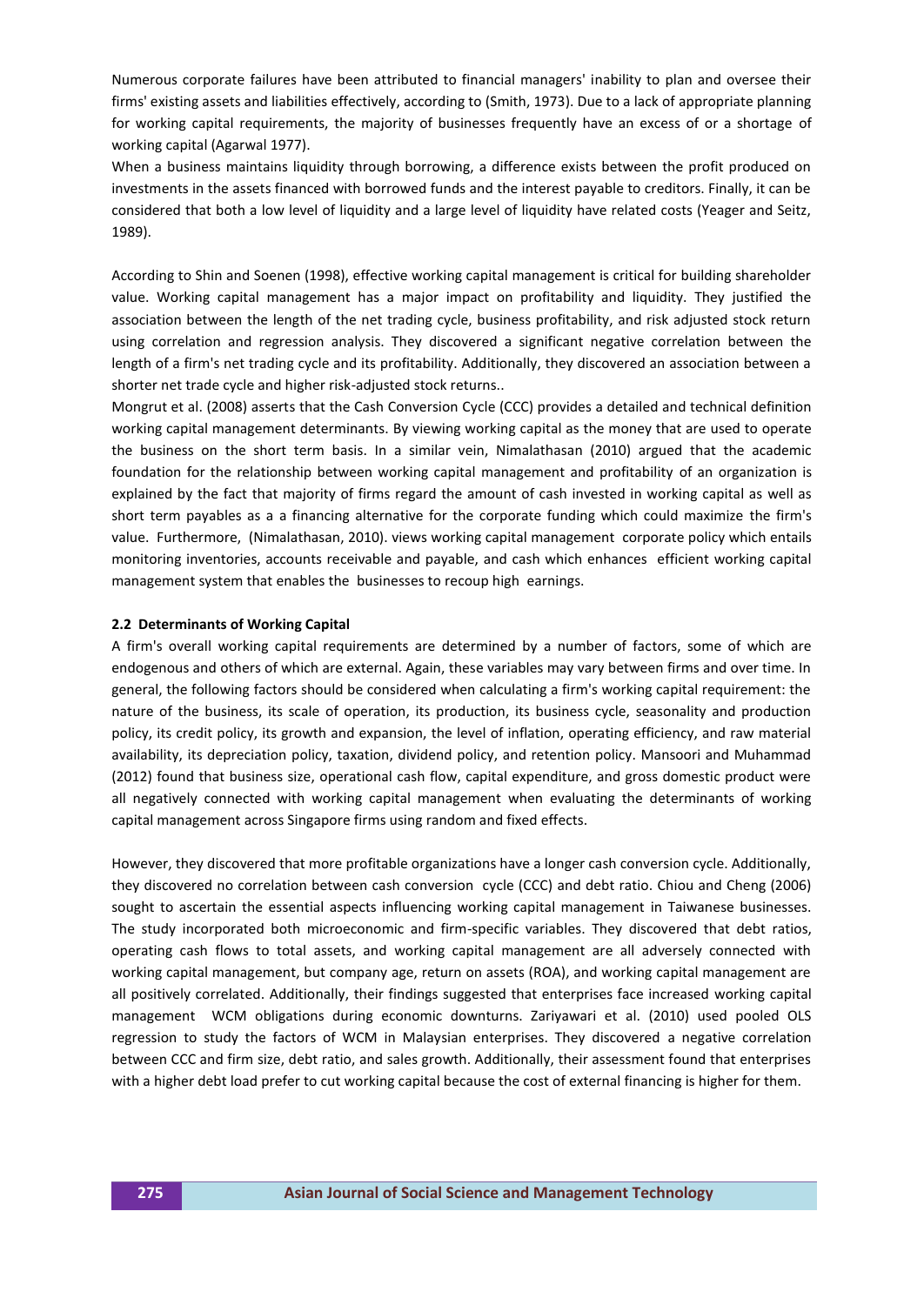Numerous corporate failures have been attributed to financial managers' inability to plan and oversee their firms' existing assets and liabilities effectively, according to (Smith, 1973). Due to a lack of appropriate planning for working capital requirements, the majority of businesses frequently have an excess of or a shortage of working capital (Agarwal 1977).

When a business maintains liquidity through borrowing, a difference exists between the profit produced on investments in the assets financed with borrowed funds and the interest payable to creditors. Finally, it can be considered that both a low level of liquidity and a large level of liquidity have related costs (Yeager and Seitz, 1989).

According to Shin and Soenen (1998), effective working capital management is critical for building shareholder value. Working capital management has a major impact on profitability and liquidity. They justified the association between the length of the net trading cycle, business profitability, and risk adjusted stock return using correlation and regression analysis. They discovered a significant negative correlation between the length of a firm's net trading cycle and its profitability. Additionally, they discovered an association between a shorter net trade cycle and higher risk-adjusted stock returns..

Mongrut et al. (2008) asserts that the Cash Conversion Cycle (CCC) provides a detailed and technical definition working capital management determinants. By viewing working capital as the money that are used to operate the business on the short term basis. In a similar vein, Nimalathasan (2010) argued that the academic foundation for the relationship between working capital management and profitability of an organization is explained by the fact that majority of firms regard the amount of cash invested in working capital as well as short term payables as a a financing alternative for the corporate funding which could maximize the firm's value. Furthermore, (Nimalathasan, 2010). views working capital management corporate policy which entails monitoring inventories, accounts receivable and payable, and cash which enhances efficient working capital management system that enables the businesses to recoup high earnings.

### 2.2 Determinants of Working Capital

A firm's overall working capital requirements are determined by a number of factors, some of which are endogenous and others of which are external. Again, these variables may vary between firms and over time. In general, the following factors should be considered when calculating a firm's working capital requirement: the nature of the business, its scale of operation, its production, its business cycle, seasonality and production policy, its credit policy, its growth and expansion, the level of inflation, operating efficiency, and raw material availability, its depreciation policy, taxation, dividend policy, and retention policy. Mansoori and Muhammad (2012) found that business size, operational cash flow, capital expenditure, and gross domestic product were all negatively connected with working capital management when evaluating the determinants of working capital management across Singapore firms using random and fixed effects.

However, they discovered that more profitable organizations have a longer cash conversion cycle. Additionally, they discovered no correlation between cash conversion cycle (CCC) and debt ratio. Chiou and Cheng (2006) sought to ascertain the essential aspects influencing working capital management in Taiwanese businesses. The study incorporated both microeconomic and firm-specific variables. They discovered that debt ratios, operating cash flows to total assets, and working capital management are all adversely connected with working capital management, but company age, return on assets (ROA), and working capital management are all positively correlated. Additionally, their findings suggested that enterprises face increased working capital management WCM obligations during economic downturns. Zariyawari et al. (2010) used pooled OLS regression to study the factors of WCM in Malaysian enterprises. They discovered a negative correlation between CCC and firm size, debt ratio, and sales growth. Additionally, their assessment found that enterprises with a higher debt load prefer to cut working capital because the cost of external financing is higher for them.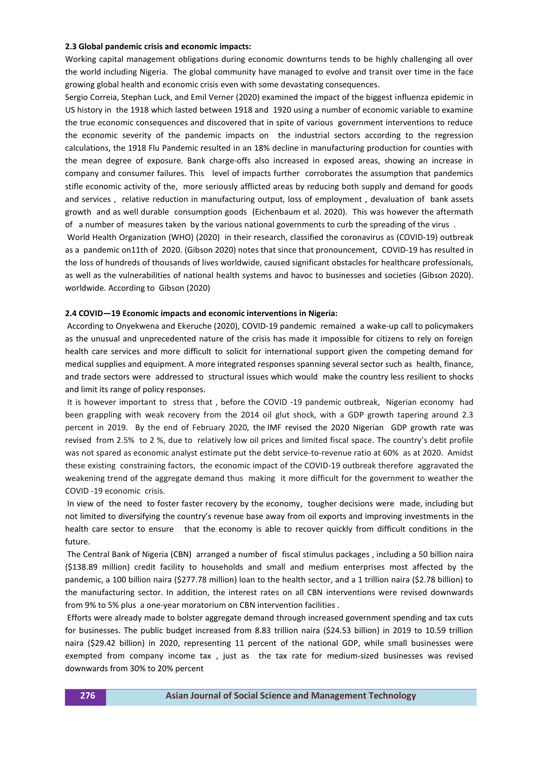**2.3 Global pandemic crisis and economic impacts:**

Working capital management obligations during economic downturns tends to be highly challenging all over the world including Nigeria. The global community have managed to evolve and transit over time in the face growing global health and economic crisis even with some devastating consequences.

Sergio Correia, Stephan Luck, and Emil Verner (2020) examined the impact of the biggest influenza epidemic in US history in the 1918 which lasted between 1918 and 1920 using a number of economic variable to examine the true economic consequences and discovered that in spite of various government interventions to reduce the economic severity of the pandemic impacts on the industrial sectors according to the regression calculations, the 1918 Flu Pandemic resulted in an 18% decline in manufacturing production for counties with the mean degree of exposure. Bank charge-offs also increased in exposed areas, showing an increase in company and consumer failures. This level of impacts further corroborates the assumption that pandemics stifle economic activity of the, more seriously afflicted areas by reducing both supply and demand for goods and services , relative reduction in manufacturing output, loss of employment , devaluation of bank assets growth and as well durable consumption goods (Eichenbaum et al. 2020). This was however the aftermath of a number of measures taken by the various national governments to curb the spreading of the virus .

World Health Organization (WHO) (2020) in their research, classified the coronavirus as (COVID-19) outbreak as a pandemic on11th of 2020. (Gibson 2020) notes that since that pronouncement, COVID-19 has resulted in the loss of hundreds of thousands of lives worldwide, caused significant obstacles for healthcare professionals, as well as the vulnerabilities of national health systems and havoc to businesses and societies (Gibson 2020). worldwide. According to Gibson (2020)

**2.4 COVID—19 Economic impacts and economic interventions in Nigeria:**

According to Onyekwena and Ekeruche (2020), COVID-19 pandemic remained a wake-up call to policymakers as the unusual and unprecedented nature of the crisis has made it impossible for citizens to rely on foreign health care services and more difficult to solicit for international support given the competing demand for medical supplies and equipment. A more integrated responses spanning several sector such as health, finance, and trade sectors were addressed to structural issues which would make the country less resilient to shocks and limit its range of policy responses.

It is however important to stress that , before the COVID -19 pandemic outbreak, Nigerian economy had been grappling with weak recovery from the 2014 oil glut shock, with a GDP growth tapering around 2.3 percent in 2019. By the end of February 2020, the IMF revised the 2020 Nigerian GDP growth rate was revised from 2.5% to 2 %, due to relatively low oil prices and limited fiscal space. The country's debt profile was not spared as economic analyst estimate put the debt service-to-revenue ratio at 60% as at 2020. Amidst these existing constraining factors, the economic impact of the COVID-19 outbreak therefore aggravated the weakening trend of the aggregate demand thus making it more difficult for the government to weather the COVID -19 economic crisis.

In view of the need to foster faster recovery by the economy, tougher decisions were made, including but not limited to diversifying the country's revenue base away from oil exports and improving investments in the health care sector to ensure that the economy is able to recover quickly from difficult conditions in the future.

The Central Bank of Nigeria (CBN) arranged a number of fiscal stimulus packages , including a 50 billion naira ($138.89 million) credit facility to households and small and medium enterprises most affected by the pandemic, a 100 billion naira ($277.78 million) loan to the health sector, and a 1 trillion naira ($2.78 billion) to the manufacturing sector. In addition, the interest rates on all CBN interventions were revised downwards from 9% to 5% plus a one-year moratorium on CBN intervention facilities .

Efforts were already made to bolster aggregate demand through increased government spending and tax cuts for businesses. The public budget increased from 8.83 trillion naira ($24.53 billion) in 2019 to 10.59 trillion naira ($29.42 billion) in 2020, representing 11 percent of the national GDP, while small businesses were exempted from company income tax , just as the tax rate for medium-sized businesses was revised downwards from 30% to 20% percent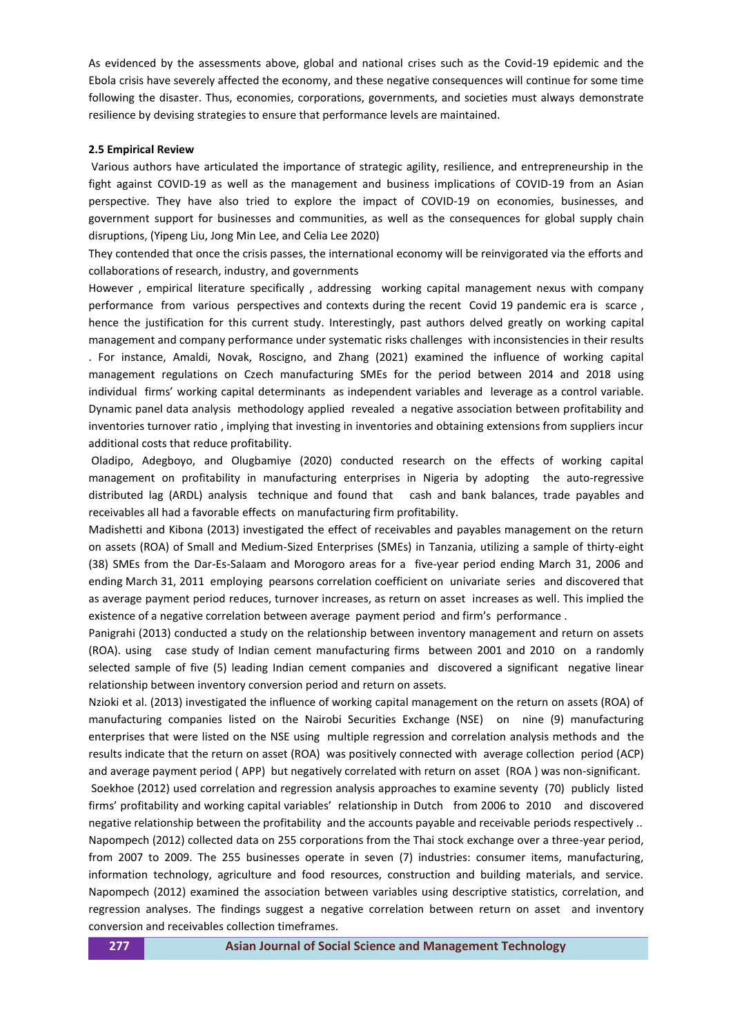As evidenced by the assessments above, global and national crises such as the Covid-19 epidemic and the Ebola crisis have severely affected the economy, and these negative consequences will continue for some time following the disaster. Thus, economies, corporations, governments, and societies must always demonstrate resilience by devising strategies to ensure that performance levels are maintained.

**2.5 Empirical Review**

Various authors have articulated the importance of strategic agility, resilience, and entrepreneurship in the fight against COVID-19 as well as the management and business implications of COVID-19 from an Asian perspective. They have also tried to explore the impact of COVID-19 on economies, businesses, and government support for businesses and communities, as well as the consequences for global supply chain disruptions, (Yipeng Liu, Jong Min Lee, and Celia Lee 2020)

They contended that once the crisis passes, the international economy will be reinvigorated via the efforts and collaborations of research, industry, and governments

However , empirical literature specifically , addressing working capital management nexus with company performance from various perspectives and contexts during the recent Covid 19 pandemic era is scarce , hence the justification for this current study. Interestingly, past authors delved greatly on working capital management and company performance under systematic risks challenges with inconsistencies in their results . For instance, Amaldi, Novak, Roscigno, and Zhang (2021) examined the influence of working capital management regulations on Czech manufacturing SMEs for the period between 2014 and 2018 using individual firms' working capital determinants as independent variables and leverage as a control variable. Dynamic panel data analysis methodology applied revealed a negative association between profitability and inventories turnover ratio , implying that investing in inventories and obtaining extensions from suppliers incur additional costs that reduce profitability.

Oladipo, Adegboyo, and Olugbamiye (2020) conducted research on the effects of working capital management on profitability in manufacturing enterprises in Nigeria by adopting the auto-regressive distributed lag (ARDL) analysis technique and found that cash and bank balances, trade payables and receivables all had a favorable effects on manufacturing firm profitability.

Madishetti and Kibona (2013) investigated the effect of receivables and payables management on the return on assets (ROA) of Small and Medium-Sized Enterprises (SMEs) in Tanzania, utilizing a sample of thirty-eight (38) SMEs from the Dar-Es-Salaam and Morogoro areas for a five-year period ending March 31, 2006 and ending March 31, 2011 employing pearsons correlation coefficient on univariate series and discovered that as average payment period reduces, turnover increases, as return on asset increases as well. This implied the existence of a negative correlation between average payment period and firm's performance .

Panigrahi (2013) conducted a study on the relationship between inventory management and return on assets (ROA). using case study of Indian cement manufacturing firms between 2001 and 2010 on a randomly selected sample of five (5) leading Indian cement companies and discovered a significant negative linear relationship between inventory conversion period and return on assets.

Nzioki et al. (2013) investigated the influence of working capital management on the return on assets (ROA) of manufacturing companies listed on the Nairobi Securities Exchange (NSE) on nine (9) manufacturing enterprises that were listed on the NSE using multiple regression and correlation analysis methods and the results indicate that the return on asset (ROA) was positively connected with average collection period (ACP) and average payment period ( APP) but negatively correlated with return on asset (ROA ) was non-significant.

Soekhoe (2012) used correlation and regression analysis approaches to examine seventy (70) publicly listed firms' profitability and working capital variables' relationship in Dutch from 2006 to 2010 and discovered negative relationship between the profitability and the accounts payable and receivable periods respectively ..

Napompech (2012) collected data on 255 corporations from the Thai stock exchange over a three-year period, from 2007 to 2009. The 255 businesses operate in seven (7) industries: consumer items, manufacturing, information technology, agriculture and food resources, construction and building materials, and service. Napompech (2012) examined the association between variables using descriptive statistics, correlation, and regression analyses. The findings suggest a negative correlation between return on asset and inventory conversion and receivables collection timeframes.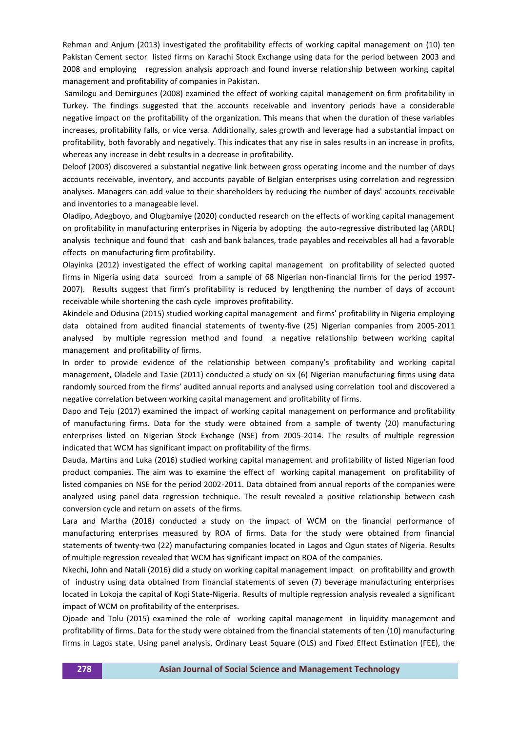Rehman and Anjum (2013) investigated the profitability effects of working capital management on (10) ten Pakistan Cement sector listed firms on Karachi Stock Exchange using data for the period between 2003 and 2008 and employing regression analysis approach and found inverse relationship between working capital management and profitability of companies in Pakistan.

Samilogu and Demirgunes (2008) examined the effect of working capital management on firm profitability in Turkey. The findings suggested that the accounts receivable and inventory periods have a considerable negative impact on the profitability of the organization. This means that when the duration of these variables increases, profitability falls, or vice versa. Additionally, sales growth and leverage had a substantial impact on profitability, both favorably and negatively. This indicates that any rise in sales results in an increase in profits, whereas any increase in debt results in a decrease in profitability.

Deloof (2003) discovered a substantial negative link between gross operating income and the number of days accounts receivable, inventory, and accounts payable of Belgian enterprises using correlation and regression analyses. Managers can add value to their shareholders by reducing the number of days' accounts receivable and inventories to a manageable level.

Oladipo, Adegboyo, and Olugbamiye (2020) conducted research on the effects of working capital management on profitability in manufacturing enterprises in Nigeria by adopting the auto-regressive distributed lag (ARDL) analysis technique and found that cash and bank balances, trade payables and receivables all had a favorable effects on manufacturing firm profitability.

Olayinka (2012) investigated the effect of working capital management on profitability of selected quoted firms in Nigeria using data sourced from a sample of 68 Nigerian non-financial firms for the period 1997-2007). Results suggest that firm's profitability is reduced by lengthening the number of days of account receivable while shortening the cash cycle improves profitability.

Akindele and Odusina (2015) studied working capital management and firms' profitability in Nigeria employing data obtained from audited financial statements of twenty-five (25) Nigerian companies from 2005-2011 analysed by multiple regression method and found a negative relationship between working capital management and profitability of firms.

In order to provide evidence of the relationship between company's profitability and working capital management, Oladele and Tasie (2011) conducted a study on six (6) Nigerian manufacturing firms using data randomly sourced from the firms' audited annual reports and analysed using correlation tool and discovered a negative correlation between working capital management and profitability of firms.

Dapo and Teju (2017) examined the impact of working capital management on performance and profitability of manufacturing firms. Data for the study were obtained from a sample of twenty (20) manufacturing enterprises listed on Nigerian Stock Exchange (NSE) from 2005-2014. The results of multiple regression indicated that WCM has significant impact on profitability of the firms.

Dauda, Martins and Luka (2016) studied working capital management and profitability of listed Nigerian food product companies. The aim was to examine the effect of working capital management on profitability of listed companies on NSE for the period 2002-2011. Data obtained from annual reports of the companies were analyzed using panel data regression technique. The result revealed a positive relationship between cash conversion cycle and return on assets of the firms.

Lara and Martha (2018) conducted a study on the impact of WCM on the financial performance of manufacturing enterprises measured by ROA of firms. Data for the study were obtained from financial statements of twenty-two (22) manufacturing companies located in Lagos and Ogun states of Nigeria. Results of multiple regression revealed that WCM has significant impact on ROA of the companies.

Nkechi, John and Natali (2016) did a study on working capital management impact on profitability and growth of industry using data obtained from financial statements of seven (7) beverage manufacturing enterprises located in Lokoja the capital of Kogi State-Nigeria. Results of multiple regression analysis revealed a significant impact of WCM on profitability of the enterprises.

Ojoade and Tolu (2015) examined the role of working capital management in liquidity management and profitability of firms. Data for the study were obtained from the financial statements of ten (10) manufacturing firms in Lagos state. Using panel analysis, Ordinary Least Square (OLS) and Fixed Effect Estimation (FEE), the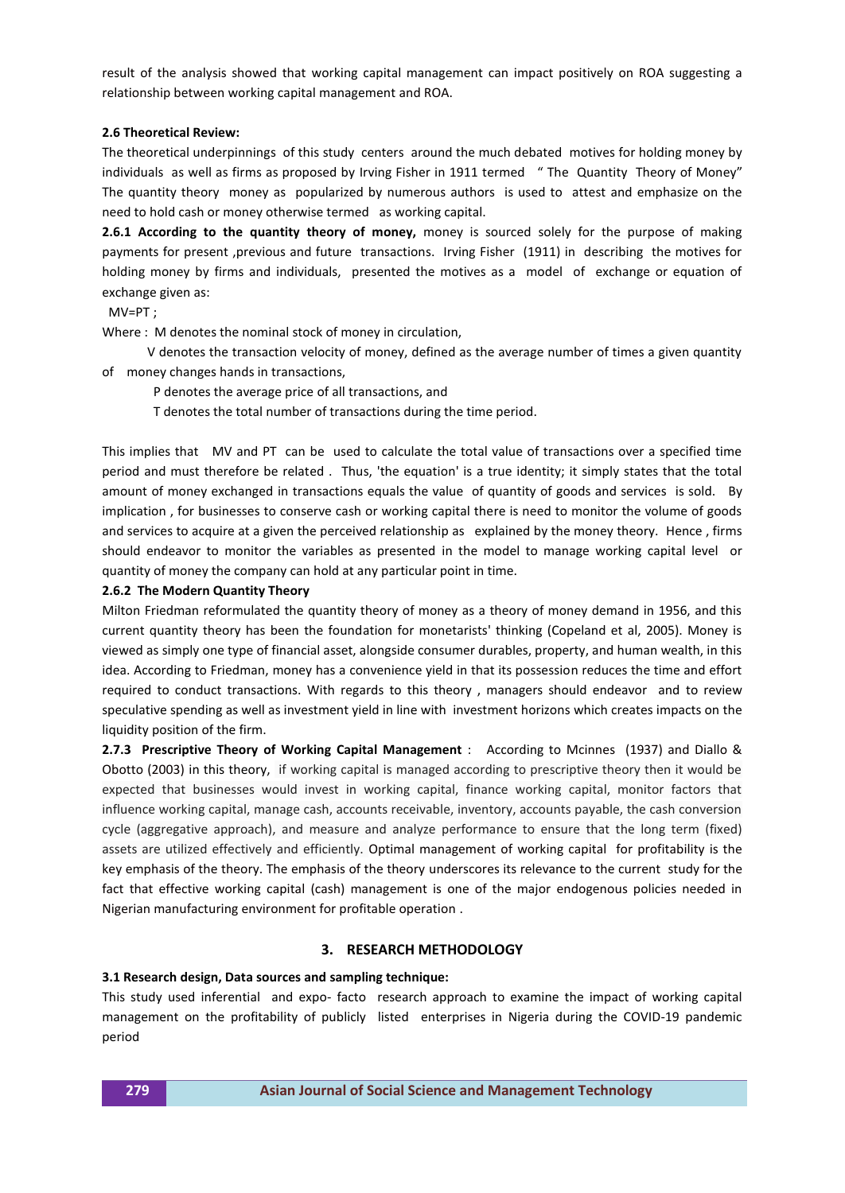result of the analysis showed that working capital management can impact positively on ROA suggesting a relationship between working capital management and ROA.

### 2.6 Theoretical Review:

The theoretical underpinnings of this study centers around the much debated motives for holding money by individuals as well as firms as proposed by Irving Fisher in 1911 termed " The Quantity Theory of Money" The quantity theory money as popularized by numerous authors is used to attest and emphasize on the need to hold cash or money otherwise termed as working capital.

**2.6.1 According to the quantity theory of money,** money is sourced solely for the purpose of making payments for present ,previous and future transactions. Irving Fisher (1911) in describing the motives for holding money by firms and individuals, presented the motives as a model of exchange or equation of exchange given as:

$MV=PT$ ;

Where : M denotes the nominal stock of money in circulation,

V denotes the transaction velocity of money, defined as the average number of times a given quantity of money changes hands in transactions,

P denotes the average price of all transactions, and

T denotes the total number of transactions during the time period.

This implies that MV and PT can be used to calculate the total value of transactions over a specified time period and must therefore be related . Thus, 'the equation' is a true identity; it simply states that the total amount of money exchanged in transactions equals the value of quantity of goods and services is sold. By implication , for businesses to conserve cash or working capital there is need to monitor the volume of goods and services to acquire at a given the perceived relationship as explained by the money theory. Hence , firms should endeavor to monitor the variables as presented in the model to manage working capital level or quantity of money the company can hold at any particular point in time.

#### 2.6.2 The Modern Quantity Theory

Milton Friedman reformulated the quantity theory of money as a theory of money demand in 1956, and this current quantity theory has been the foundation for monetarists' thinking (Copeland et al, 2005). Money is viewed as simply one type of financial asset, alongside consumer durables, property, and human wealth, in this idea. According to Friedman, money has a convenience yield in that its possession reduces the time and effort required to conduct transactions. With regards to this theory , managers should endeavor and to review speculative spending as well as investment yield in line with investment horizons which creates impacts on the liquidity position of the firm.

**2.7.3 Prescriptive Theory of Working Capital Management** : According to Mcinnes (1937) and Diallo & Obotto (2003) in this theory, if working capital is managed according to prescriptive theory then it would be expected that businesses would invest in working capital, finance working capital, monitor factors that influence working capital, manage cash, accounts receivable, inventory, accounts payable, the cash conversion cycle (aggregative approach), and measure and analyze performance to ensure that the long term (fixed) assets are utilized effectively and efficiently. Optimal management of working capital for profitability is the key emphasis of the theory. The emphasis of the theory underscores its relevance to the current study for the fact that effective working capital (cash) management is one of the major endogenous policies needed in Nigerian manufacturing environment for profitable operation .

## 3. RESEARCH METHODOLOGY

### 3.1 Research design, Data sources and sampling technique:

This study used inferential and expo- facto research approach to examine the impact of working capital management on the profitability of publicly listed enterprises in Nigeria during the COVID-19 pandemic period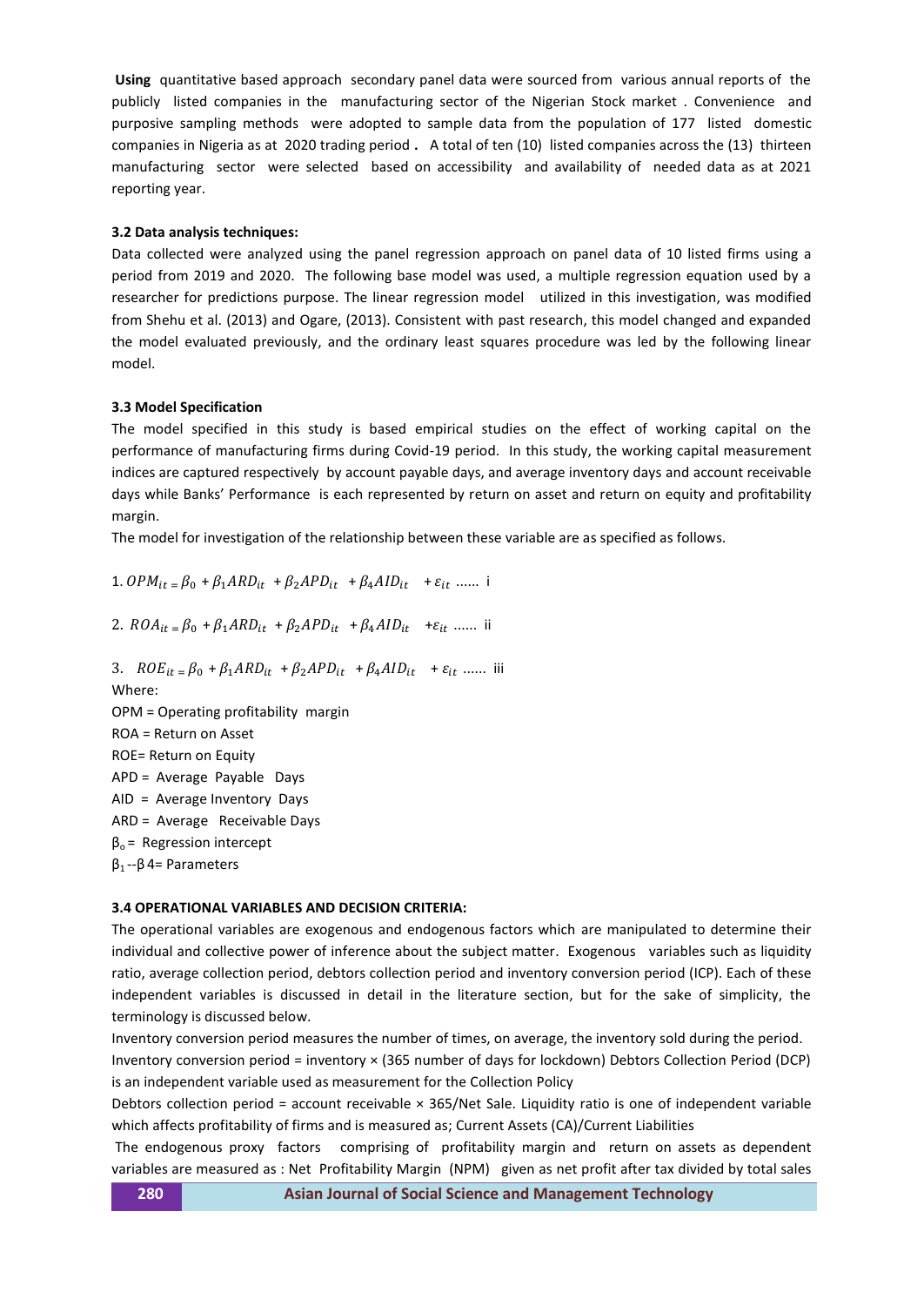**Using** quantitative based approach secondary panel data were sourced from various annual reports of the publicly listed companies in the manufacturing sector of the Nigerian Stock market . Convenience and purposive sampling methods were adopted to sample data from the population of 177 listed domestic companies in Nigeria as at 2020 trading period **.** A total of ten (10) listed companies across the (13) thirteen manufacturing sector were selected based on accessibility and availability of needed data as at 2021 reporting year.

### 3.2 Data analysis techniques:

Data collected were analyzed using the panel regression approach on panel data of 10 listed firms using a period from 2019 and 2020. The following base model was used, a multiple regression equation used by a researcher for predictions purpose. The linear regression model utilized in this investigation, was modified from Shehu et al. (2013) and Ogare, (2013). Consistent with past research, this model changed and expanded the model evaluated previously, and the ordinary least squares procedure was led by the following linear model.

### 3.3 Model Specification

The model specified in this study is based empirical studies on the effect of working capital on the performance of manufacturing firms during Covid-19 period. In this study, the working capital measurement indices are captured respectively by account payable days, and average inventory days and account receivable days while Banks' Performance is each represented by return on asset and return on equity and profitability margin.

The model for investigation of the relationship between these variable are as specified as follows.

1. $OPM_{it} = \beta_0 + \beta_1 ARD_{it} + \beta_2 APD_{it} + \beta_4 AID_{it} + \varepsilon_{it}$ ...... i

2. $ROA_{it} = \beta_0 + \beta_1 ARD_{it} + \beta_2 APD_{it} + \beta_4 AID_{it} + \varepsilon_{it}$ ...... ii

3. $ROE_{it} = \beta_0 + \beta_1 ARD_{it} + \beta_2 APD_{it} + \beta_4 AID_{it} + \varepsilon_{it}$ ...... iii

Where:

OPM = Operating profitability margin

ROA = Return on Asset

ROE= Return on Equity

APD = Average Payable Days

AID = Average Inventory Days

ARD = Average Receivable Days

$\beta_o$ = Regression intercept

$\beta_1$--$\beta$4= Parameters

### 3.4 OPERATIONAL VARIABLES AND DECISION CRITERIA:

The operational variables are exogenous and endogenous factors which are manipulated to determine their individual and collective power of inference about the subject matter. Exogenous variables such as liquidity ratio, average collection period, debtors collection period and inventory conversion period (ICP). Each of these independent variables is discussed in detail in the literature section, but for the sake of simplicity, the terminology is discussed below.

Inventory conversion period measures the number of times, on average, the inventory sold during the period.

Inventory conversion period = inventory × (365 number of days for lockdown) Debtors Collection Period (DCP) is an independent variable used as measurement for the Collection Policy

Debtors collection period = account receivable × 365/Net Sale. Liquidity ratio is one of independent variable which affects profitability of firms and is measured as; Current Assets (CA)/Current Liabilities

The endogenous proxy factors comprising of profitability margin and return on assets as dependent variables are measured as : Net Profitability Margin (NPM) given as net profit after tax divided by total sales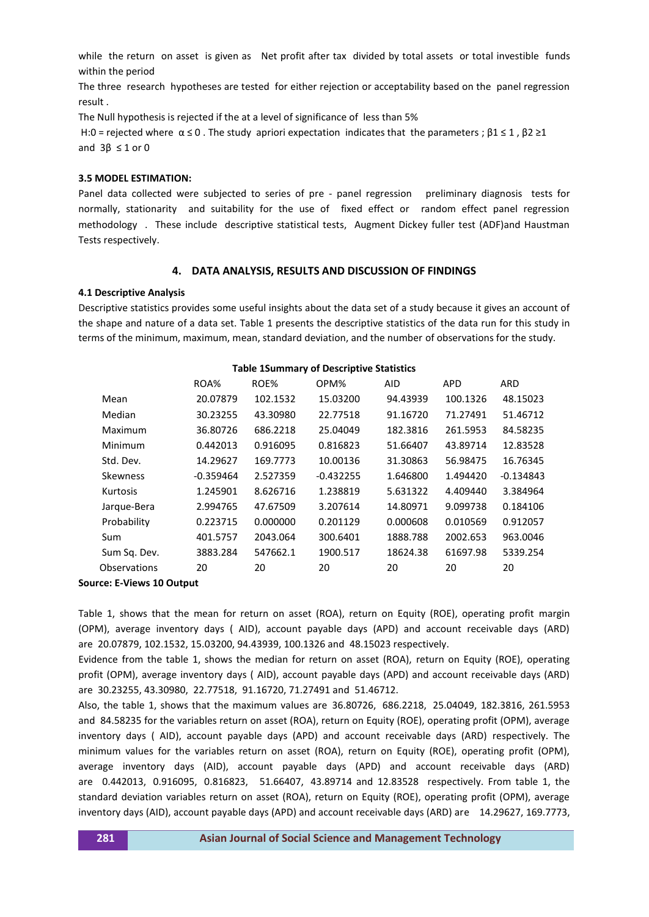while the return on asset is given as Net profit after tax divided by total assets or total investible funds within the period

The three research hypotheses are tested for either rejection or acceptability based on the panel regression result .

The Null hypothesis is rejected if the at a level of significance of less than 5%

H:0 = rejected where $\alpha \leq 0$ . The study apriori expectation indicates that the parameters ; $\beta 1 \leq 1$ , $\beta 2 \geq 1$ and $3\beta \leq 1$ or 0

**3.5 MODEL ESTIMATION:**

Panel data collected were subjected to series of pre - panel regression preliminary diagnosis tests for normally, stationarity and suitability for the use of fixed effect or random effect panel regression methodology . These include descriptive statistical tests, Augment Dickey fuller test (ADF)and Haustman Tests respectively.

## 4. DATA ANALYSIS, RESULTS AND DISCUSSION OF FINDINGS

**4.1 Descriptive Analysis**

Descriptive statistics provides some useful insights about the data set of a study because it gives an account of the shape and nature of a data set. Table 1 presents the descriptive statistics of the data run for this study in terms of the minimum, maximum, mean, standard deviation, and the number of observations for the study.

**Table 1Summary of Descriptive Statistics**

| | ROA% | ROE% | OPM% | AID | APD | ARD |
|---|---|---|---|---|---|---|
| Mean | 20.07879 | 102.1532 | 15.03200 | 94.43939 | 100.1326 | 48.15023 |
| Median | 30.23255 | 43.30980 | 22.77518 | 91.16720 | 71.27491 | 51.46712 |
| Maximum | 36.80726 | 686.2218 | 25.04049 | 182.3816 | 261.5953 | 84.58235 |
| Minimum | 0.442013 | 0.916095 | 0.816823 | 51.66407 | 43.89714 | 12.83528 |
| Std. Dev. | 14.29627 | 169.7773 | 10.00136 | 31.30863 | 56.98475 | 16.76345 |
| Skewness | -0.359464 | 2.527359 | -0.432255 | 1.646800 | 1.494420 | -0.134843 |
| Kurtosis | 1.245901 | 8.626716 | 1.238819 | 5.631322 | 4.409440 | 3.384964 |
| Jarque-Bera | 2.994765 | 47.67509 | 3.207614 | 14.80971 | 9.099738 | 0.184106 |
| Probability | 0.223715 | 0.000000 | 0.201129 | 0.000608 | 0.010569 | 0.912057 |
| Sum | 401.5757 | 2043.064 | 300.6401 | 1888.788 | 2002.653 | 963.0046 |
| Sum Sq. Dev. | 3883.284 | 547662.1 | 1900.517 | 18624.38 | 61697.98 | 5339.254 |
| Observations | 20 | 20 | 20 | 20 | 20 | 20 |

**Source: E-Views 10 Output**

Table 1, shows that the mean for return on asset (ROA), return on Equity (ROE), operating profit margin (OPM), average inventory days ( AID), account payable days (APD) and account receivable days (ARD) are 20.07879, 102.1532, 15.03200, 94.43939, 100.1326 and 48.15023 respectively.

Evidence from the table 1, shows the median for return on asset (ROA), return on Equity (ROE), operating profit (OPM), average inventory days ( AID), account payable days (APD) and account receivable days (ARD) are 30.23255, 43.30980, 22.77518, 91.16720, 71.27491 and 51.46712.

Also, the table 1, shows that the maximum values are 36.80726, 686.2218, 25.04049, 182.3816, 261.5953 and 84.58235 for the variables return on asset (ROA), return on Equity (ROE), operating profit (OPM), average inventory days ( AID), account payable days (APD) and account receivable days (ARD) respectively. The minimum values for the variables return on asset (ROA), return on Equity (ROE), operating profit (OPM), average inventory days (AID), account payable days (APD) and account receivable days (ARD) are 0.442013, 0.916095, 0.816823, 51.66407, 43.89714 and 12.83528 respectively. From table 1, the standard deviation variables return on asset (ROA), return on Equity (ROE), operating profit (OPM), average inventory days (AID), account payable days (APD) and account receivable days (ARD) are 14.29627, 169.7773,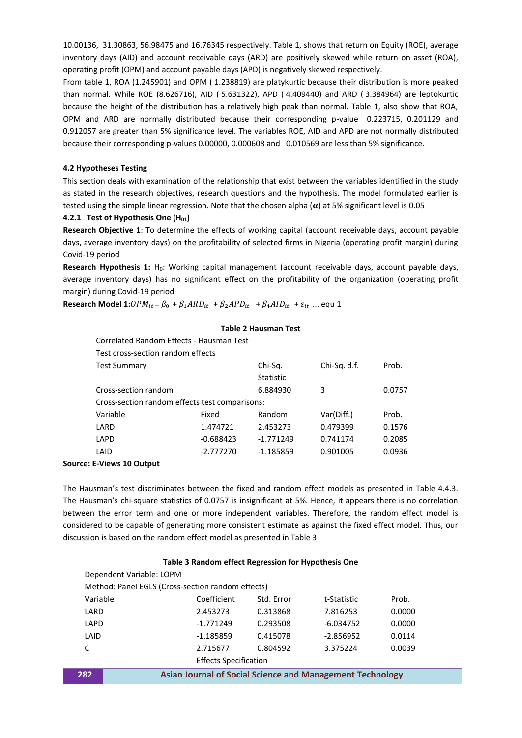10.00136, 31.30863, 56.98475 and 16.76345 respectively. Table 1, shows that return on Equity (ROE), average inventory days (AID) and account receivable days (ARD) are positively skewed while return on asset (ROA), operating profit (OPM) and account payable days (APD) is negatively skewed respectively.

From table 1, ROA (1.245901) and OPM ( 1.238819) are platykurtic because their distribution is more peaked than normal. While ROE (8.626716), AID ( 5.631322), APD ( 4.409440) and ARD ( 3.384964) are leptokurtic because the height of the distribution has a relatively high peak than normal. Table 1, also show that ROA, OPM and ARD are normally distributed because their corresponding p-value 0.223715, 0.201129 and 0.912057 are greater than 5% significance level. The variables ROE, AID and APD are not normally distributed because their corresponding p-values 0.00000, 0.000608 and 0.010569 are less than 5% significance.

### 4.2 Hypotheses Testing

This section deals with examination of the relationship that exist between the variables identified in the study as stated in the research objectives, research questions and the hypothesis. The model formulated earlier is tested using the simple linear regression. Note that the chosen alpha (**α**) at 5% significant level is 0.05

#### 4.2.1 Test of Hypothesis One ($H_{01}$)

**Research Objective 1**: To determine the effects of working capital (account receivable days, account payable days, average inventory days) on the profitability of selected firms in Nigeria (operating profit margin) during Covid-19 period

**Research Hypothesis 1:** $H_0$: Working capital management (account receivable days, account payable days, average inventory days) has no significant effect on the profitability of the organization (operating profit margin) during Covid-19 period

**Research Model 1:** $OPM_{it} = \beta_0 + \beta_1 ARD_{it} + \beta_2 APD_{it} + \beta_4 AID_{it} + \varepsilon_{it}$ ... equ 1

**Table 2 Hausman Test**

| Correlated Random Effects - Hausman Test | | | | |
|---|---|---|---|---|
| Test cross-section random effects | | | | |
| Test Summary | | Chi-Sq. Statistic | Chi-Sq. d.f. | Prob. |
| Cross-section random | | 6.884930 | 3 | 0.0757 |
| Cross-section random effects test comparisons: | | | | |
| Variable | Fixed | Random | Var(Diff.) | Prob. |
| LARD | 1.474721 | 2.453273 | 0.479399 | 0.1576 |
| LAPD | -0.688423 | -1.771249 | 0.741174 | 0.2085 |
| LAID | -2.777270 | -1.185859 | 0.901005 | 0.0936 |

**Source: E-Views 10 Output**

The Hausman's test discriminates between the fixed and random effect models as presented in Table 4.4.3. The Hausman's chi-square statistics of 0.0757 is insignificant at 5%. Hence, it appears there is no correlation between the error term and one or more independent variables. Therefore, the random effect model is considered to be capable of generating more consistent estimate as against the fixed effect model. Thus, our discussion is based on the random effect model as presented in Table 3

**Table 3 Random effect Regression for Hypothesis One**

| Dependent Variable: LOPM | | | | |
|---|---|---|---|---|
| Method: Panel EGLS (Cross-section random effects) | | | | |
| Variable | Coefficient | Std. Error | t-Statistic | Prob. |
| LARD | 2.453273 | 0.313868 | 7.816253 | 0.0000 |
| LAPD | -1.771249 | 0.293508 | -6.034752 | 0.0000 |
| LAID | -1.185859 | 0.415078 | -2.856952 | 0.0114 |
| C | 2.715677 | 0.804592 | 3.375224 | 0.0039 |
| | Effects Specification | | | |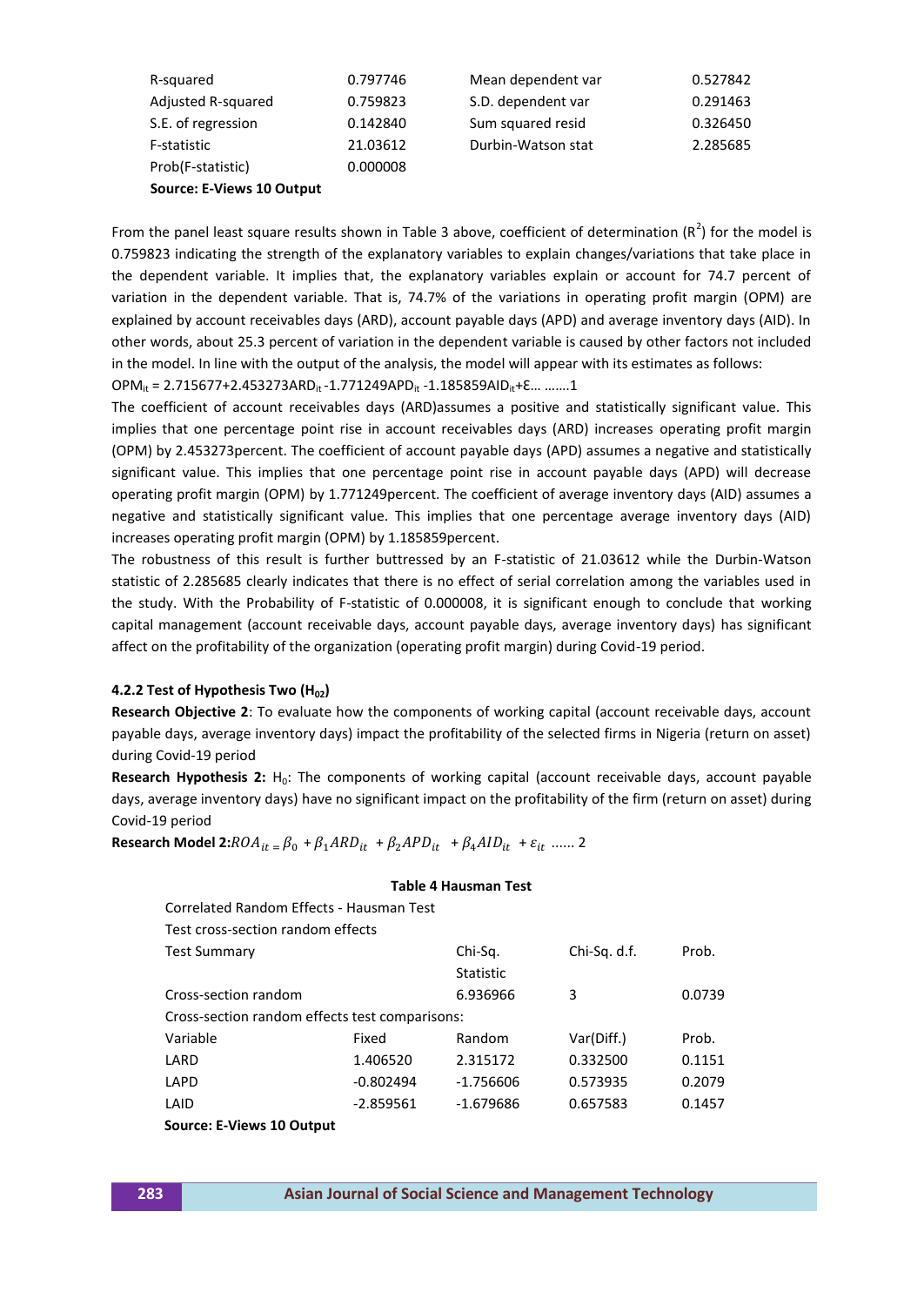| | | | |
|---|---|---|---|
| R-squared | 0.797746 | Mean dependent var | 0.527842 |
| Adjusted R-squared | 0.759823 | S.D. dependent var | 0.291463 |
| S.E. of regression | 0.142840 | Sum squared resid | 0.326450 |
| F-statistic | 21.03612 | Durbin-Watson stat | 2.285685 |
| Prob(F-statistic) | 0.000008 | | |

**Source: E-Views 10 Output**

From the panel least square results shown in Table 3 above, coefficient of determination ($R^2$) for the model is 0.759823 indicating the strength of the explanatory variables to explain changes/variations that take place in the dependent variable. It implies that, the explanatory variables explain or account for 74.7 percent of variation in the dependent variable. That is, 74.7% of the variations in operating profit margin (OPM) are explained by account receivables days (ARD), account payable days (APD) and average inventory days (AID). In other words, about 25.3 percent of variation in the dependent variable is caused by other factors not included in the model. In line with the output of the analysis, the model will appear with its estimates as follows:

$OPM_{it}$ = 2.715677+2.453273$ARD_{it}$ -1.771249$APD_{it}$ -1.185859$AID_{it}$+Ɛ… …….1

The coefficient of account receivables days (ARD)assumes a positive and statistically significant value. This implies that one percentage point rise in account receivables days (ARD) increases operating profit margin (OPM) by 2.453273percent. The coefficient of account payable days (APD) assumes a negative and statistically significant value. This implies that one percentage point rise in account payable days (APD) will decrease operating profit margin (OPM) by 1.771249percent. The coefficient of average inventory days (AID) assumes a negative and statistically significant value. This implies that one percentage average inventory days (AID) increases operating profit margin (OPM) by 1.185859percent.

The robustness of this result is further buttressed by an F-statistic of 21.03612 while the Durbin-Watson statistic of 2.285685 clearly indicates that there is no effect of serial correlation among the variables used in the study. With the Probability of F-statistic of 0.000008, it is significant enough to conclude that working capital management (account receivable days, account payable days, average inventory days) has significant affect on the profitability of the organization (operating profit margin) during Covid-19 period.

#### 4.2.2 Test of Hypothesis Two ($H_{02}$)

**Research Objective 2**: To evaluate how the components of working capital (account receivable days, account payable days, average inventory days) impact the profitability of the selected firms in Nigeria (return on asset) during Covid-19 period

**Research Hypothesis 2:** $H_0$: The components of working capital (account receivable days, account payable days, average inventory days) have no significant impact on the profitability of the firm (return on asset) during Covid-19 period

**Research Model 2:** $ROA_{it} = \beta_0 + \beta_1 ARD_{it} + \beta_2 APD_{it} + \beta_4 AID_{it} + \varepsilon_{it}$ ...... 2

**Table 4 Hausman Test**

Correlated Random Effects - Hausman Test

Test cross-section random effects

| Test Summary | | Chi-Sq. Statistic | Chi-Sq. d.f. | Prob. |
|---|---|---|---|---|
| Cross-section random | | 6.936966 | 3 | 0.0739 |
| Cross-section random effects test comparisons: | | | | |
| Variable | Fixed | Random | Var(Diff.) | Prob. |
| LARD | 1.406520 | 2.315172 | 0.332500 | 0.1151 |
| LAPD | -0.802494 | -1.756606 | 0.573935 | 0.2079 |
| LAID | -2.859561 | -1.679686 | 0.657583 | 0.1457 |

**Source: E-Views 10 Output**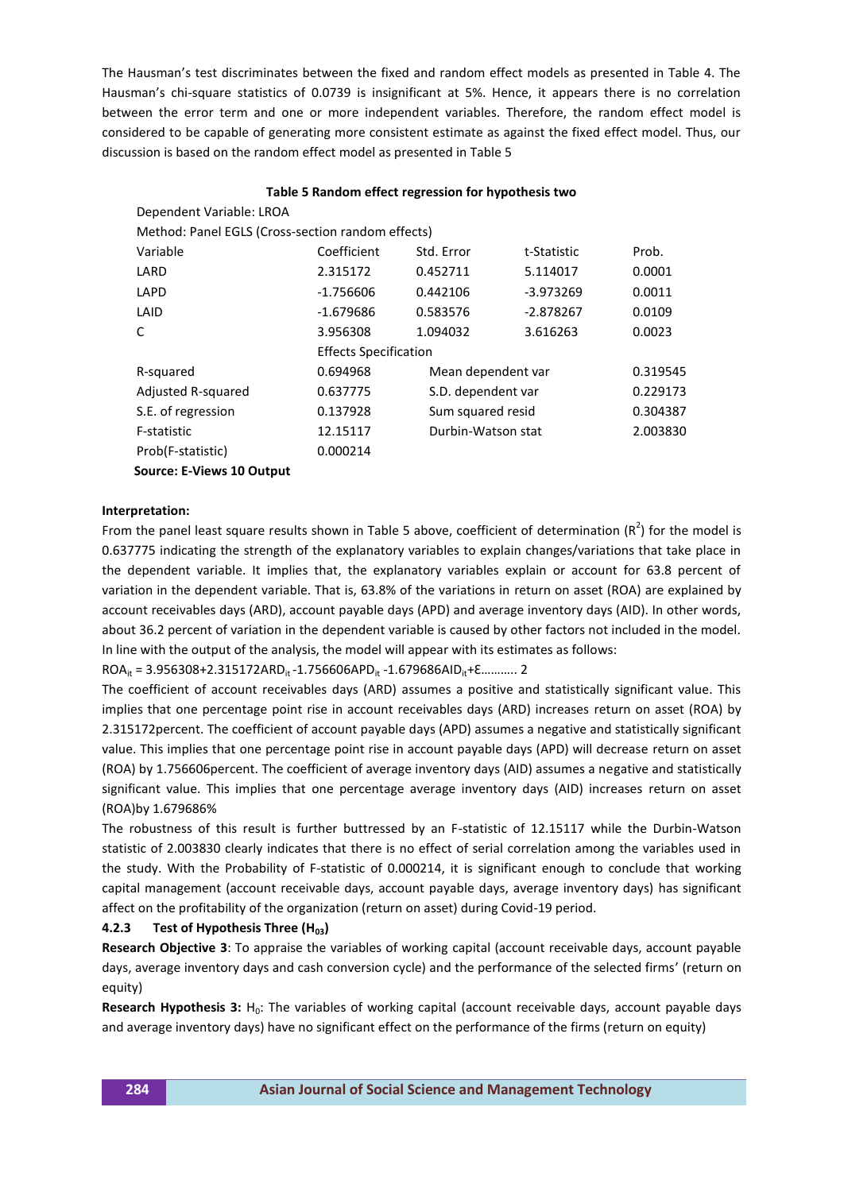The Hausman's test discriminates between the fixed and random effect models as presented in Table 4. The Hausman's chi-square statistics of 0.0739 is insignificant at 5%. Hence, it appears there is no correlation between the error term and one or more independent variables. Therefore, the random effect model is considered to be capable of generating more consistent estimate as against the fixed effect model. Thus, our discussion is based on the random effect model as presented in Table 5

**Table 5 Random effect regression for hypothesis two**

Dependent Variable: LROA

Method: Panel EGLS (Cross-section random effects)

| Variable | Coefficient | Std. Error | t-Statistic | Prob. |
|---|---|---|---|---|
| LARD | 2.315172 | 0.452711 | 5.114017 | 0.0001 |
| LAPD | -1.756606 | 0.442106 | -3.973269 | 0.0011 |
| LAID | -1.679686 | 0.583576 | -2.878267 | 0.0109 |
| C | 3.956308 | 1.094032 | 3.616263 | 0.0023 |
| | Effects Specification | | | |
| R-squared | 0.694968 | Mean dependent var | | 0.319545 |
| Adjusted R-squared | 0.637775 | S.D. dependent var | | 0.229173 |
| S.E. of regression | 0.137928 | Sum squared resid | | 0.304387 |
| F-statistic | 12.15117 | Durbin-Watson stat | | 2.003830 |
| Prob(F-statistic) | 0.000214 | | | |

**Source: E-Views 10 Output**

**Interpretation:**

From the panel least square results shown in Table 5 above, coefficient of determination ($R^2$) for the model is 0.637775 indicating the strength of the explanatory variables to explain changes/variations that take place in the dependent variable. It implies that, the explanatory variables explain or account for 63.8 percent of variation in the dependent variable. That is, 63.8% of the variations in return on asset (ROA) are explained by account receivables days (ARD), account payable days (APD) and average inventory days (AID). In other words, about 36.2 percent of variation in the dependent variable is caused by other factors not included in the model. In line with the output of the analysis, the model will appear with its estimates as follows:

$ROA_{it} = 3.956308 + 2.315172ARD_{it} - 1.756606APD_{it} - 1.679686AID_{it} + \varepsilon$……….. 2

The coefficient of account receivables days (ARD) assumes a positive and statistically significant value. This implies that one percentage point rise in account receivables days (ARD) increases return on asset (ROA) by 2.315172percent. The coefficient of account payable days (APD) assumes a negative and statistically significant value. This implies that one percentage point rise in account payable days (APD) will decrease return on asset (ROA) by 1.756606percent. The coefficient of average inventory days (AID) assumes a negative and statistically significant value. This implies that one percentage average inventory days (AID) increases return on asset (ROA)by 1.679686%

The robustness of this result is further buttressed by an F-statistic of 12.15117 while the Durbin-Watson statistic of 2.003830 clearly indicates that there is no effect of serial correlation among the variables used in the study. With the Probability of F-statistic of 0.000214, it is significant enough to conclude that working capital management (account receivable days, account payable days, average inventory days) has significant affect on the profitability of the organization (return on asset) during Covid-19 period.

#### 4.2.3 Test of Hypothesis Three ($H_{03}$)

**Research Objective 3**: To appraise the variables of working capital (account receivable days, account payable days, average inventory days and cash conversion cycle) and the performance of the selected firms' (return on equity)

**Research Hypothesis 3:** $H_0$: The variables of working capital (account receivable days, account payable days and average inventory days) have no significant effect on the performance of the firms (return on equity)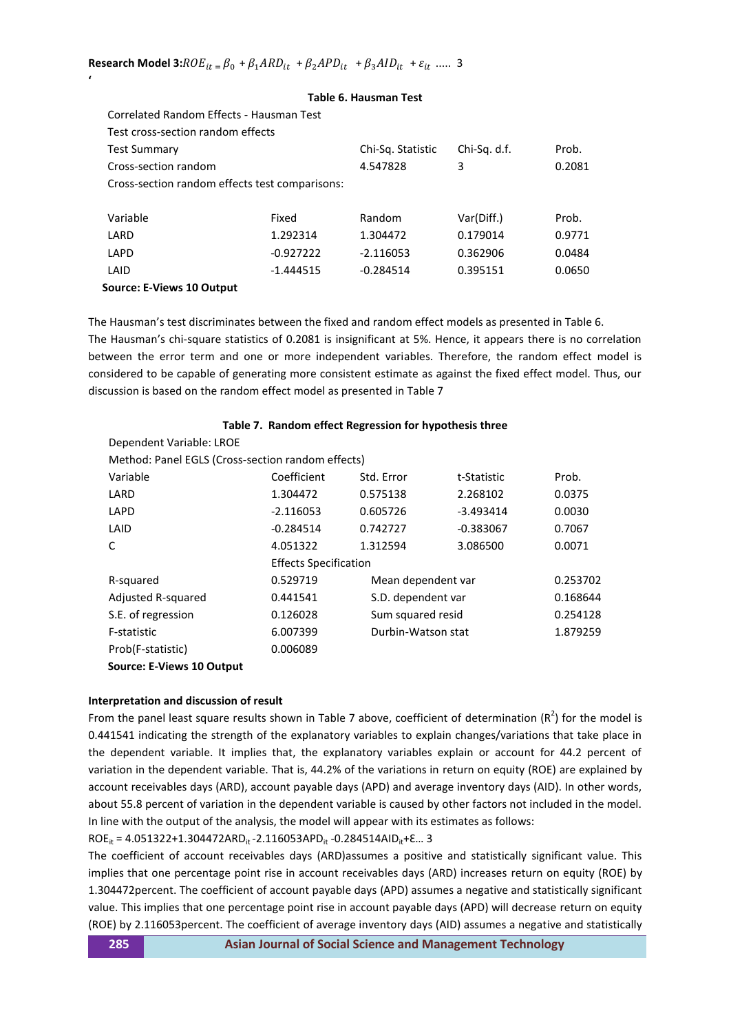**Research Model 3:** $ROE_{it} = \beta_0 + \beta_1 ARD_{it} + \beta_2 APD_{it} + \beta_3 AID_{it} + \varepsilon_{it}$ ..... 3

'

**Table 6. Hausman Test**

| Correlated Random Effects - Hausman Test | | | | |
|---|---|---|---|---|
| Test cross-section random effects | | | | |
| Test Summary | | Chi-Sq. Statistic | Chi-Sq. d.f. | Prob. |
| Cross-section random | | 4.547828 | 3 | 0.2081 |
| Cross-section random effects test comparisons: | | | | |
| | | | | |
| Variable | Fixed | Random | Var(Diff.) | Prob. |
| LARD | 1.292314 | 1.304472 | 0.179014 | 0.9771 |
| LAPD | -0.927222 | -2.116053 | 0.362906 | 0.0484 |
| LAID | -1.444515 | -0.284514 | 0.395151 | 0.0650 |

**Source: E-Views 10 Output**

The Hausman's test discriminates between the fixed and random effect models as presented in Table 6.
The Hausman's chi-square statistics of 0.2081 is insignificant at 5%. Hence, it appears there is no correlation between the error term and one or more independent variables. Therefore, the random effect model is considered to be capable of generating more consistent estimate as against the fixed effect model. Thus, our discussion is based on the random effect model as presented in Table 7

**Table 7. Random effect Regression for hypothesis three**

| Dependent Variable: LROE | | | | |
|---|---|---|---|---|
| Method: Panel EGLS (Cross-section random effects) | | | | |
| Variable | Coefficient | Std. Error | t-Statistic | Prob. |
| LARD | 1.304472 | 0.575138 | 2.268102 | 0.0375 |
| LAPD | -2.116053 | 0.605726 | -3.493414 | 0.0030 |
| LAID | -0.284514 | 0.742727 | -0.383067 | 0.7067 |
| C | 4.051322 | 1.312594 | 3.086500 | 0.0071 |
| | Effects Specification | | | |
| R-squared | 0.529719 | Mean dependent var | | 0.253702 |
| Adjusted R-squared | 0.441541 | S.D. dependent var | | 0.168644 |
| S.E. of regression | 0.126028 | Sum squared resid | | 0.254128 |
| F-statistic | 6.007399 | Durbin-Watson stat | | 1.879259 |
| Prob(F-statistic) | 0.006089 | | | |

**Source: E-Views 10 Output**

**Interpretation and discussion of result**

From the panel least square results shown in Table 7 above, coefficient of determination ($R^2$) for the model is 0.441541 indicating the strength of the explanatory variables to explain changes/variations that take place in the dependent variable. It implies that, the explanatory variables explain or account for 44.2 percent of variation in the dependent variable. That is, 44.2% of the variations in return on equity (ROE) are explained by account receivables days (ARD), account payable days (APD) and average inventory days (AID). In other words, about 55.8 percent of variation in the dependent variable is caused by other factors not included in the model. In line with the output of the analysis, the model will appear with its estimates as follows:

$ROE_{it} = 4.051322 + 1.304472ARD_{it} - 2.116053APD_{it} - 0.284514AID_{it} + \varepsilon$... 3

The coefficient of account receivables days (ARD)assumes a positive and statistically significant value. This implies that one percentage point rise in account receivables days (ARD) increases return on equity (ROE) by 1.304472percent. The coefficient of account payable days (APD) assumes a negative and statistically significant value. This implies that one percentage point rise in account payable days (APD) will decrease return on equity (ROE) by 2.116053percent. The coefficient of average inventory days (AID) assumes a negative and statistically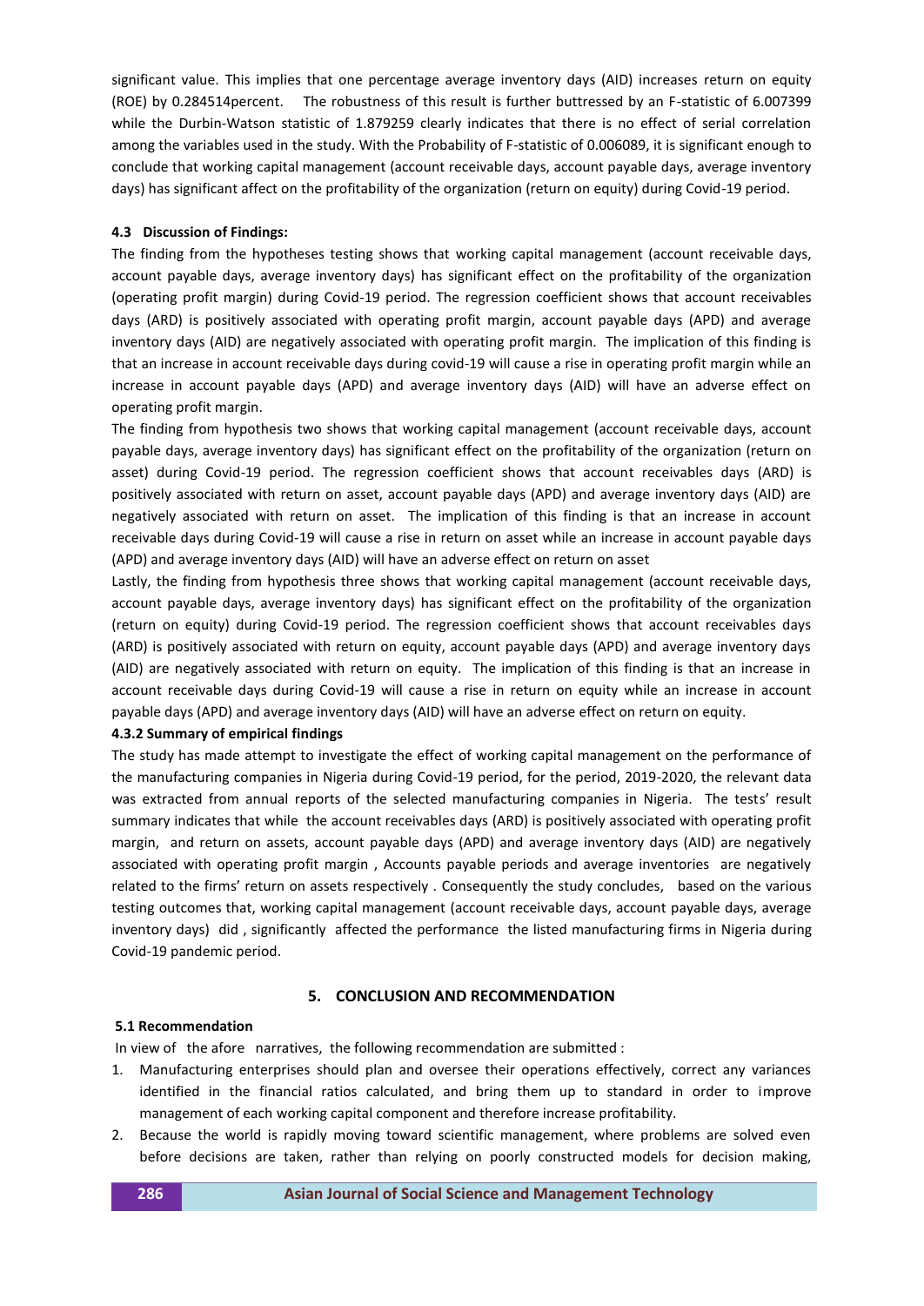significant value. This implies that one percentage average inventory days (AID) increases return on equity (ROE) by 0.284514percent. The robustness of this result is further buttressed by an F-statistic of 6.007399 while the Durbin-Watson statistic of 1.879259 clearly indicates that there is no effect of serial correlation among the variables used in the study. With the Probability of F-statistic of 0.006089, it is significant enough to conclude that working capital management (account receivable days, account payable days, average inventory days) has significant affect on the profitability of the organization (return on equity) during Covid-19 period.

### 4.3 Discussion of Findings:

The finding from the hypotheses testing shows that working capital management (account receivable days, account payable days, average inventory days) has significant effect on the profitability of the organization (operating profit margin) during Covid-19 period. The regression coefficient shows that account receivables days (ARD) is positively associated with operating profit margin, account payable days (APD) and average inventory days (AID) are negatively associated with operating profit margin. The implication of this finding is that an increase in account receivable days during covid-19 will cause a rise in operating profit margin while an increase in account payable days (APD) and average inventory days (AID) will have an adverse effect on operating profit margin.

The finding from hypothesis two shows that working capital management (account receivable days, account payable days, average inventory days) has significant effect on the profitability of the organization (return on asset) during Covid-19 period. The regression coefficient shows that account receivables days (ARD) is positively associated with return on asset, account payable days (APD) and average inventory days (AID) are negatively associated with return on asset. The implication of this finding is that an increase in account receivable days during Covid-19 will cause a rise in return on asset while an increase in account payable days (APD) and average inventory days (AID) will have an adverse effect on return on asset

Lastly, the finding from hypothesis three shows that working capital management (account receivable days, account payable days, average inventory days) has significant effect on the profitability of the organization (return on equity) during Covid-19 period. The regression coefficient shows that account receivables days (ARD) is positively associated with return on equity, account payable days (APD) and average inventory days (AID) are negatively associated with return on equity. The implication of this finding is that an increase in account receivable days during Covid-19 will cause a rise in return on equity while an increase in account payable days (APD) and average inventory days (AID) will have an adverse effect on return on equity.

#### 4.3.2 Summary of empirical findings

The study has made attempt to investigate the effect of working capital management on the performance of the manufacturing companies in Nigeria during Covid-19 period, for the period, 2019-2020, the relevant data was extracted from annual reports of the selected manufacturing companies in Nigeria. The tests' result summary indicates that while the account receivables days (ARD) is positively associated with operating profit margin, and return on assets, account payable days (APD) and average inventory days (AID) are negatively associated with operating profit margin , Accounts payable periods and average inventories are negatively related to the firms' return on assets respectively . Consequently the study concludes, based on the various testing outcomes that, working capital management (account receivable days, account payable days, average inventory days) did , significantly affected the performance the listed manufacturing firms in Nigeria during Covid-19 pandemic period.

## 5. CONCLUSION AND RECOMMENDATION

### 5.1 Recommendation

In view of the afore narratives, the following recommendation are submitted :

1. Manufacturing enterprises should plan and oversee their operations effectively, correct any variances identified in the financial ratios calculated, and bring them up to standard in order to improve management of each working capital component and therefore increase profitability.
2. Because the world is rapidly moving toward scientific management, where problems are solved even before decisions are taken, rather than relying on poorly constructed models for decision making,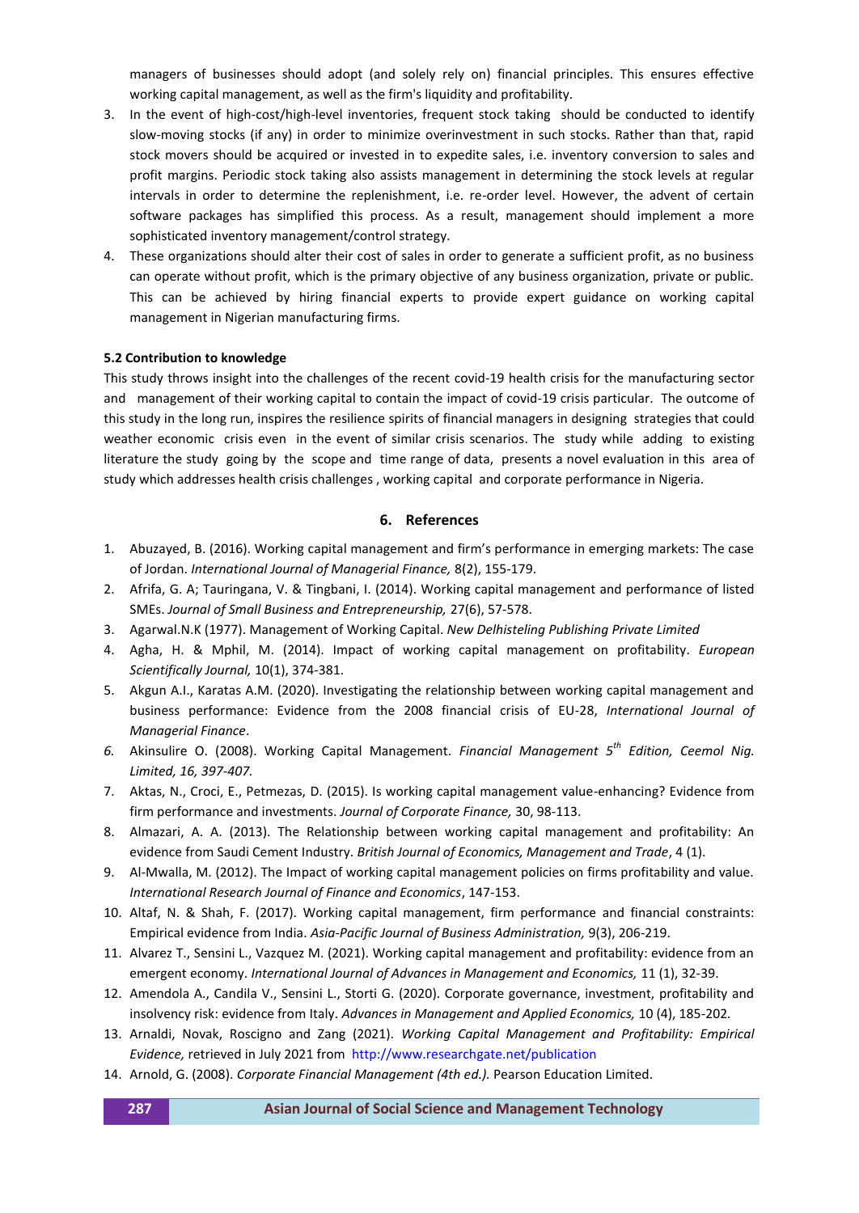managers of businesses should adopt (and solely rely on) financial principles. This ensures effective working capital management, as well as the firm's liquidity and profitability.

3. In the event of high-cost/high-level inventories, frequent stock taking should be conducted to identify slow-moving stocks (if any) in order to minimize overinvestment in such stocks. Rather than that, rapid stock movers should be acquired or invested in to expedite sales, i.e. inventory conversion to sales and profit margins. Periodic stock taking also assists management in determining the stock levels at regular intervals in order to determine the replenishment, i.e. re-order level. However, the advent of certain software packages has simplified this process. As a result, management should implement a more sophisticated inventory management/control strategy.
4. These organizations should alter their cost of sales in order to generate a sufficient profit, as no business can operate without profit, which is the primary objective of any business organization, private or public. This can be achieved by hiring financial experts to provide expert guidance on working capital management in Nigerian manufacturing firms.

**5.2 Contribution to knowledge**

This study throws insight into the challenges of the recent covid-19 health crisis for the manufacturing sector and management of their working capital to contain the impact of covid-19 crisis particular. The outcome of this study in the long run, inspires the resilience spirits of financial managers in designing strategies that could weather economic crisis even in the event of similar crisis scenarios. The study while adding to existing literature the study going by the scope and time range of data, presents a novel evaluation in this area of study which addresses health crisis challenges , working capital and corporate performance in Nigeria.

## 6. References

1. Abuzayed, B. (2016). Working capital management and firm's performance in emerging markets: The case of Jordan. *International Journal of Managerial Finance,* 8(2), 155-179.
2. Afrifa, G. A; Tauringana, V. & Tingbani, I. (2014). Working capital management and performance of listed SMEs. *Journal of Small Business and Entrepreneurship,* 27(6), 57-578.
3. Agarwal.N.K (1977). Management of Working Capital. *New Delhisteling Publishing Private Limited*
4. Agha, H. & Mphil, M. (2014). Impact of working capital management on profitability. *European Scientifically Journal,* 10(1), 374-381.
5. Akgun A.I., Karatas A.M. (2020). Investigating the relationship between working capital management and business performance: Evidence from the 2008 financial crisis of EU-28, *International Journal of Managerial Finance*.
6. Akinsulire O. (2008). Working Capital Management. *Financial Management 5th Edition, Ceemol Nig. Limited, 16, 397-407.*
7. Aktas, N., Croci, E., Petmezas, D. (2015). Is working capital management value-enhancing? Evidence from firm performance and investments. *Journal of Corporate Finance,* 30, 98-113.
8. Almazari, A. A. (2013). The Relationship between working capital management and profitability: An evidence from Saudi Cement Industry. *British Journal of Economics, Management and Trade*, 4 (1).
9. Al-Mwalla, M. (2012). The Impact of working capital management policies on firms profitability and value. *International Research Journal of Finance and Economics*, 147-153.
10. Altaf, N. & Shah, F. (2017). Working capital management, firm performance and financial constraints: Empirical evidence from India. *Asia-Pacific Journal of Business Administration,* 9(3), 206-219.
11. Alvarez T., Sensini L., Vazquez M. (2021). Working capital management and profitability: evidence from an emergent economy. *International Journal of Advances in Management and Economics,* 11 (1), 32-39.
12. Amendola A., Candila V., Sensini L., Storti G. (2020). Corporate governance, investment, profitability and insolvency risk: evidence from Italy. *Advances in Management and Applied Economics,* 10 (4), 185-202.
13. Arnaldi, Novak, Roscigno and Zang (2021). *Working Capital Management and Profitability: Empirical Evidence,* retrieved in July 2021 from http://www.researchgate.net/publication
14. Arnold, G. (2008). *Corporate Financial Management (4th ed.).* Pearson Education Limited.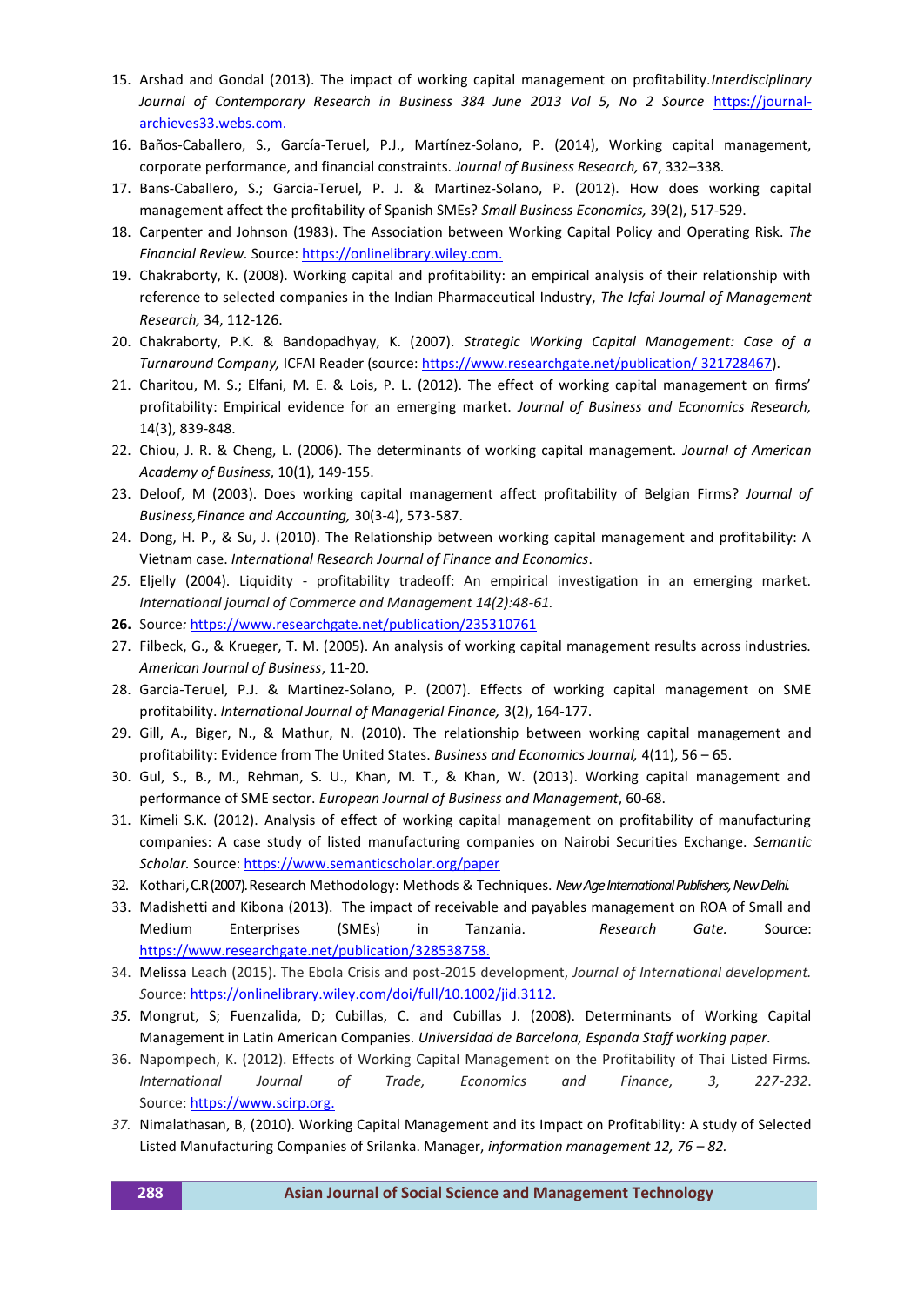15. Arshad and Gondal (2013). The impact of working capital management on profitability.*Interdisciplinary Journal of Contemporary Research in Business 384 June 2013 Vol 5, No 2 Source* https://journal-archieves33.webs.com.
16. Baños-Caballero, S., García-Teruel, P.J., Martínez-Solano, P. (2014), Working capital management, corporate performance, and financial constraints. *Journal of Business Research,* 67, 332–338.
17. Bans-Caballero, S.; Garcia-Teruel, P. J. & Martinez-Solano, P. (2012). How does working capital management affect the profitability of Spanish SMEs? *Small Business Economics,* 39(2), 517-529.
18. Carpenter and Johnson (1983). The Association between Working Capital Policy and Operating Risk. *The Financial Review.* Source: https://onlinelibrary.wiley.com.
19. Chakraborty, K. (2008). Working capital and profitability: an empirical analysis of their relationship with reference to selected companies in the Indian Pharmaceutical Industry, *The Icfai Journal of Management Research,* 34, 112-126.
20. Chakraborty, P.K. & Bandopadhyay, K. (2007). *Strategic Working Capital Management: Case of a Turnaround Company,* ICFAI Reader (source: https://www.researchgate.net/publication/ 321728467).
21. Charitou, M. S.; Elfani, M. E. & Lois, P. L. (2012). The effect of working capital management on firms' profitability: Empirical evidence for an emerging market. *Journal of Business and Economics Research,* 14(3), 839-848.
22. Chiou, J. R. & Cheng, L. (2006). The determinants of working capital management. *Journal of American Academy of Business*, 10(1), 149-155.
23. Deloof, M (2003). Does working capital management affect profitability of Belgian Firms? *Journal of Business,Finance and Accounting,* 30(3-4), 573-587.
24. Dong, H. P., & Su, J. (2010). The Relationship between working capital management and profitability: A Vietnam case. *International Research Journal of Finance and Economics*.
25. Eljelly (2004). Liquidity - profitability tradeoff: An empirical investigation in an emerging market. *International journal of Commerce and Management 14(2):48-61.*
26. Source*:* https://www.researchgate.net/publication/235310761
27. Filbeck, G., & Krueger, T. M. (2005). An analysis of working capital management results across industries. *American Journal of Business*, 11-20.
28. Garcia-Teruel, P.J. & Martinez-Solano, P. (2007). Effects of working capital management on SME profitability. *International Journal of Managerial Finance,* 3(2), 164-177.
29. Gill, A., Biger, N., & Mathur, N. (2010). The relationship between working capital management and profitability: Evidence from The United States. *Business and Economics Journal,* 4(11), 56 – 65.
30. Gul, S., B., M., Rehman, S. U., Khan, M. T., & Khan, W. (2013). Working capital management and performance of SME sector. *European Journal of Business and Management*, 60-68.
31. Kimeli S.K. (2012). Analysis of effect of working capital management on profitability of manufacturing companies: A case study of listed manufacturing companies on Nairobi Securities Exchange. *Semantic Scholar.* Source: https://www.semanticscholar.org/paper
32. Kothari, C.R (2007). Research Methodology: Methods & Techniques. *New Age International Publishers, New Delhi.*
33. Madishetti and Kibona (2013). The impact of receivable and payables management on ROA of Small and Medium Enterprises (SMEs) in Tanzania. *Research Gate.* Source: https://www.researchgate.net/publication/328538758.
34. Melissa Leach (2015). The Ebola Crisis and post-2015 development, *Journal of International development.* Source: https://onlinelibrary.wiley.com/doi/full/10.1002/jid.3112.
35. Mongrut, S; Fuenzalida, D; Cubillas, C. and Cubillas J. (2008). Determinants of Working Capital Management in Latin American Companies. *Universidad de Barcelona, Espanda Staff working paper.*
36. Napompech, K. (2012). Effects of Working Capital Management on the Profitability of Thai Listed Firms. *International Journal of Trade, Economics and Finance, 3, 227-232*. Source: https://www.scirp.org.
37. Nimalathasan, B, (2010). Working Capital Management and its Impact on Profitability: A study of Selected Listed Manufacturing Companies of Srilanka. Manager, *information management 12, 76 – 82.*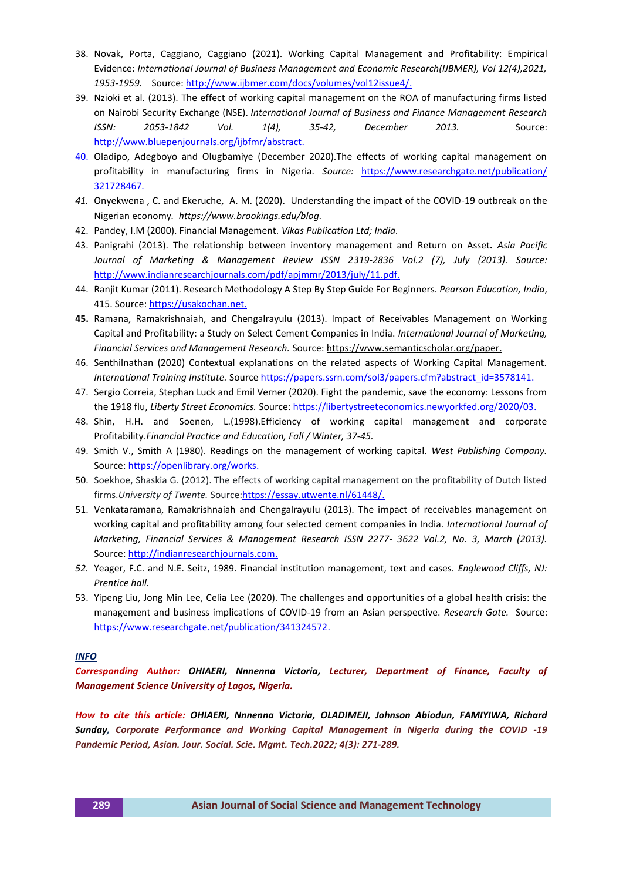38. Novak, Porta, Caggiano, Caggiano (2021). Working Capital Management and Profitability: Empirical Evidence: *International Journal of Business Management and Economic Research(IJBMER), Vol 12(4),2021, 1953-1959.* Source: http://www.ijbmer.com/docs/volumes/vol12issue4/.
39. Nzioki et al. (2013). The effect of working capital management on the ROA of manufacturing firms listed on Nairobi Security Exchange (NSE). *International Journal of Business and Finance Management Research ISSN: 2053-1842 Vol. 1(4), 35-42, December 2013.* Source: http://www.bluepenjournals.org/ijbfmr/abstract.
40. Oladipo, Adegboyo and Olugbamiye (December 2020).The effects of working capital management on profitability in manufacturing firms in Nigeria*. Source:* https://www.researchgate.net/publication/321728467.
41. Onyekwena , C. and Ekeruche, A. M. (2020). Understanding the impact of the COVID-19 outbreak on the Nigerian economy. *https://www.brookings.edu/blog*.
42. Pandey, I.M (2000). Financial Management. *Vikas Publication Ltd; India*.
43. Panigrahi (2013). The relationship between inventory management and Return on Asset**.** *Asia Pacific Journal of Marketing & Management Review ISSN 2319-2836 Vol.2 (7), July (2013). Source:* http://www.indianresearchjournals.com/pdf/apjmmr/2013/july/11.pdf.
44. Ranjit Kumar (2011). Research Methodology A Step By Step Guide For Beginners. *Pearson Education, India*, 415. Source: https://usakochan.net.
45. Ramana, Ramakrishnaiah, and Chengalrayulu (2013). Impact of Receivables Management on Working Capital and Profitability: a Study on Select Cement Companies in India. *International Journal of Marketing, Financial Services and Management Research.* Source: https://www.semanticscholar.org/paper.
46. Senthilnathan (2020) Contextual explanations on the related aspects of Working Capital Management. *International Training Institute.* Source https://papers.ssrn.com/sol3/papers.cfm?abstract_id=3578141.
47. Sergio Correia, Stephan Luck and Emil Verner (2020). Fight the pandemic, save the economy: Lessons from the 1918 flu, *Liberty Street Economics.* Source: https://libertystreeteconomics.newyorkfed.org/2020/03.
48. Shin, H.H. and Soenen, L.(1998).Efficiency of working capital management and corporate Profitability.*Financial Practice and Education, Fall / Winter, 37-45.*
49. Smith V., Smith A (1980). Readings on the management of working capital. *West Publishing Company.* Source: https://openlibrary.org/works.
50. Soekhoe, Shaskia G. (2012). The effects of working capital management on the profitability of Dutch listed firms.*University of Twente.* Source:https://essay.utwente.nl/61448/.
51. Venkataramana, Ramakrishnaiah and Chengalrayulu (2013). The impact of receivables management on working capital and profitability among four selected cement companies in India. *International Journal of Marketing, Financial Services & Management Research ISSN 2277- 3622 Vol.2, No. 3, March (2013).* Source: http://indianresearchjournals.com.
52. Yeager, F.C. and N.E. Seitz, 1989. Financial institution management, text and cases. *Englewood Cliffs, NJ: Prentice hall.*
53. Yipeng Liu, Jong Min Lee, Celia Lee (2020). The challenges and opportunities of a global health crisis: the management and business implications of COVID-19 from an Asian perspective. *Research Gate.* Source: https://www.researchgate.net/publication/341324572.

***INFO***

***Corresponding Author: OHIAERI, Nnnenna Victoria, Lecturer, Department of Finance, Faculty of Management Science University of Lagos, Nigeria.***

***How to cite this article: OHIAERI, Nnnenna Victoria, OLADIMEJI, Johnson Abiodun, FAMIYIWA, Richard Sunday, Corporate Performance and Working Capital Management in Nigeria during the COVID -19 Pandemic Period, Asian. Jour. Social. Scie. Mgmt. Tech.2022; 4(3): 271-289.***